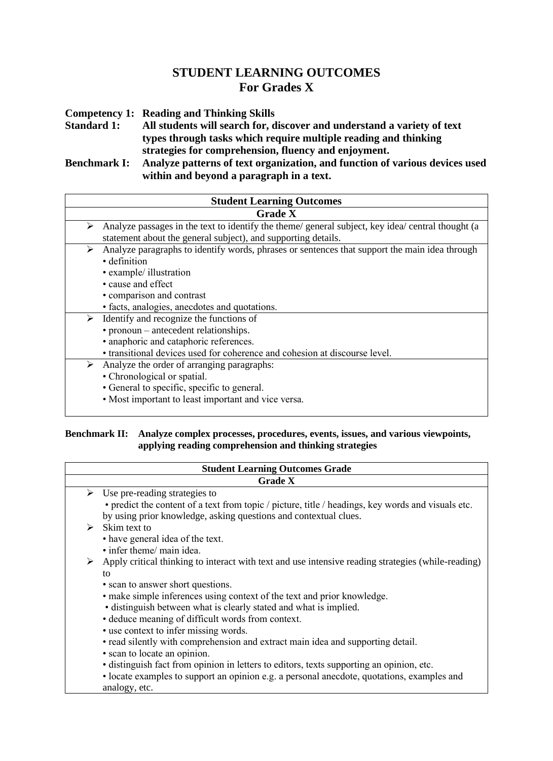# STUDENT LEARNING OUTCOMES
## For Grades X

**Competency 1: Reading and Thinking Skills**

**Standard 1: All students will search for, discover and understand a variety of text types through tasks which require multiple reading and thinking strategies for comprehension, fluency and enjoyment.**

**Benchmark I: Analyze patterns of text organization, and function of various devices used within and beyond a paragraph in a text.**

| Student Learning Outcomes |
|---|
| **Grade X** |
| ➢ Analyze passages in the text to identify the theme/ general subject, key idea/ central thought (a statement about the general subject), and supporting details. |
| ➢ Analyze paragraphs to identify words, phrases or sentences that support the main idea through<br>• definition<br>• example/ illustration<br>• cause and effect<br>• comparison and contrast<br>• facts, analogies, anecdotes and quotations. |
| ➢ Identify and recognize the functions of<br>• pronoun – antecedent relationships.<br>• anaphoric and cataphoric references.<br>• transitional devices used for coherence and cohesion at discourse level. |
| ➢ Analyze the order of arranging paragraphs:<br>• Chronological or spatial.<br>• General to specific, specific to general.<br>• Most important to least important and vice versa. |

**Benchmark II: Analyze complex processes, procedures, events, issues, and various viewpoints, applying reading comprehension and thinking strategies**

| Student Learning Outcomes Grade |
|---|
| **Grade X** |
| ➢ Use pre-reading strategies to<br>• predict the content of a text from topic / picture, title / headings, key words and visuals etc. by using prior knowledge, asking questions and contextual clues.<br>➢ Skim text to<br>• have general idea of the text.<br>• infer theme/ main idea.<br>➢ Apply critical thinking to interact with text and use intensive reading strategies (while-reading) to<br>• scan to answer short questions.<br>• make simple inferences using context of the text and prior knowledge.<br>• distinguish between what is clearly stated and what is implied.<br>• deduce meaning of difficult words from context.<br>• use context to infer missing words.<br>• read silently with comprehension and extract main idea and supporting detail.<br>• scan to locate an opinion.<br>• distinguish fact from opinion in letters to editors, texts supporting an opinion, etc.<br>• locate examples to support an opinion e.g. a personal anecdote, quotations, examples and analogy, etc. |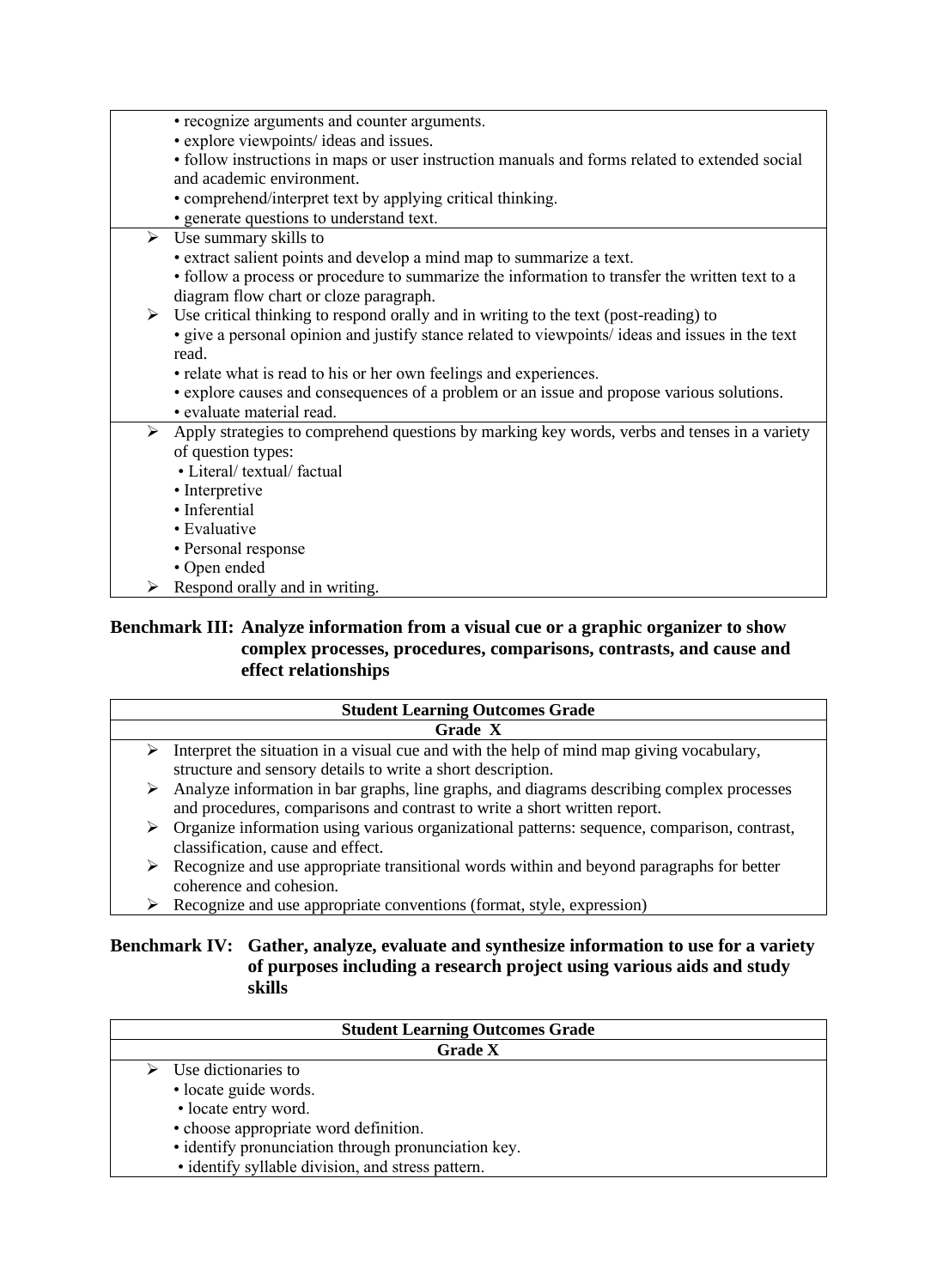- recognize arguments and counter arguments.
  - explore viewpoints/ ideas and issues.
  - follow instructions in maps or user instruction manuals and forms related to extended social and academic environment.
  - comprehend/interpret text by applying critical thinking.
  - generate questions to understand text.

- Use summary skills to
  - extract salient points and develop a mind map to summarize a text.
  - follow a process or procedure to summarize the information to transfer the written text to a diagram flow chart or cloze paragraph.
- Use critical thinking to respond orally and in writing to the text (post-reading) to
  - give a personal opinion and justify stance related to viewpoints/ ideas and issues in the text read.
  - relate what is read to his or her own feelings and experiences.
  - explore causes and consequences of a problem or an issue and propose various solutions.
  - evaluate material read.

- Apply strategies to comprehend questions by marking key words, verbs and tenses in a variety of question types:
  - Literal/ textual/ factual
  - Interpretive
  - Inferential
  - Evaluative
  - Personal response
  - Open ended
- Respond orally and in writing.

**Benchmark III: Analyze information from a visual cue or a graphic organizer to show complex processes, procedures, comparisons, contrasts, and cause and effect relationships**

| Student Learning Outcomes Grade |
|---|
| Grade X |

- Interpret the situation in a visual cue and with the help of mind map giving vocabulary, structure and sensory details to write a short description.
- Analyze information in bar graphs, line graphs, and diagrams describing complex processes and procedures, comparisons and contrast to write a short written report.
- Organize information using various organizational patterns: sequence, comparison, contrast, classification, cause and effect.
- Recognize and use appropriate transitional words within and beyond paragraphs for better coherence and cohesion.
- Recognize and use appropriate conventions (format, style, expression)

**Benchmark IV: Gather, analyze, evaluate and synthesize information to use for a variety of purposes including a research project using various aids and study skills**

| Student Learning Outcomes Grade |
|---|
| Grade X |

- Use dictionaries to
  - locate guide words.
  - locate entry word.
  - choose appropriate word definition.
  - identify pronunciation through pronunciation key.
  - identify syllable division, and stress pattern.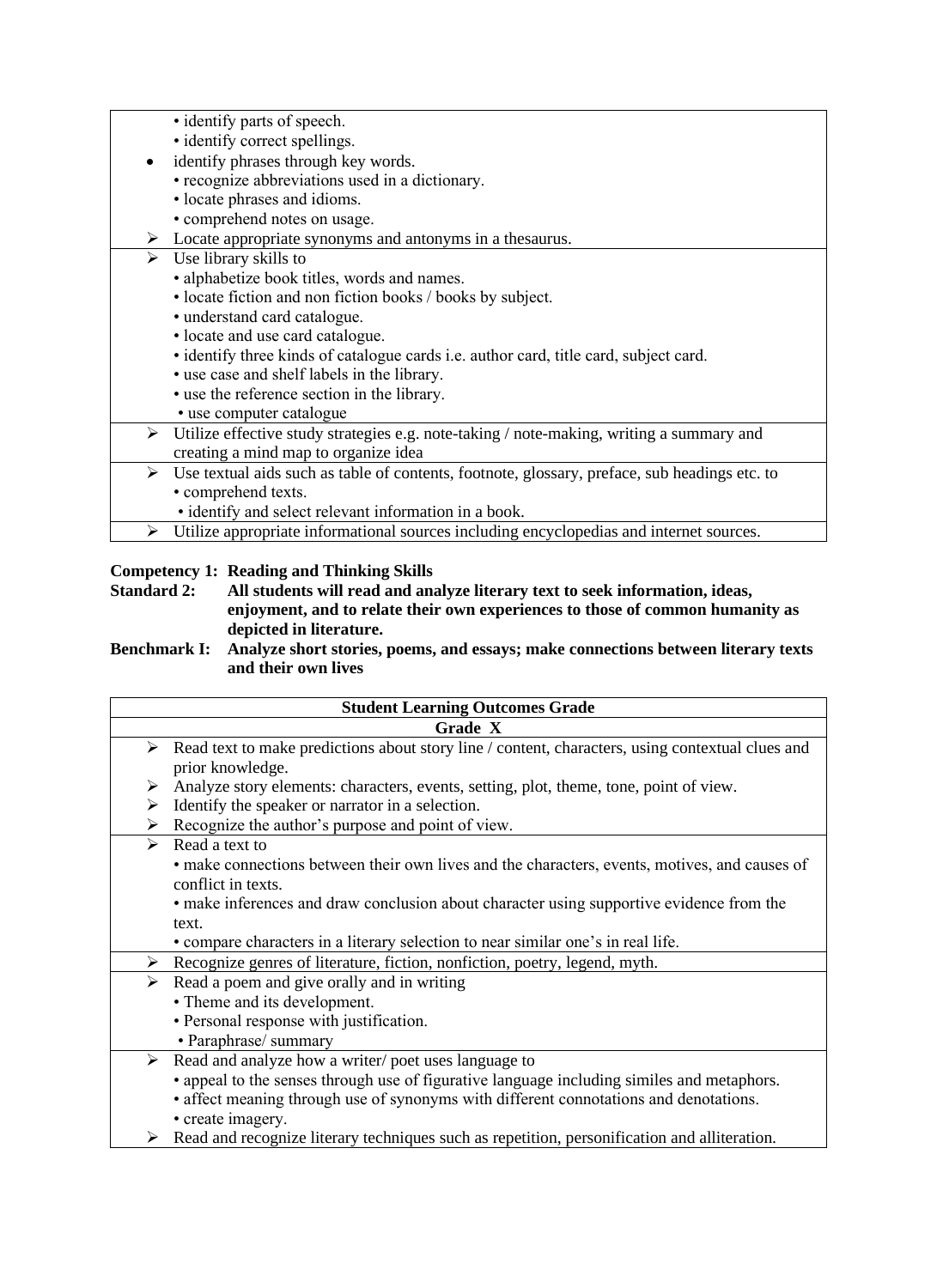| |
|---|
| • identify parts of speech.<br>• identify correct spellings.<br>• identify phrases through key words.<br>• recognize abbreviations used in a dictionary.<br>• locate phrases and idioms.<br>• comprehend notes on usage.<br>➢ Locate appropriate synonyms and antonyms in a thesaurus. |
| ➢ Use library skills to<br>• alphabetize book titles, words and names.<br>• locate fiction and non fiction books / books by subject.<br>• understand card catalogue.<br>• locate and use card catalogue.<br>• identify three kinds of catalogue cards i.e. author card, title card, subject card.<br>• use case and shelf labels in the library.<br>• use the reference section in the library.<br>• use computer catalogue |
| ➢ Utilize effective study strategies e.g. note-taking / note-making, writing a summary and creating a mind map to organize idea |
| ➢ Use textual aids such as table of contents, footnote, glossary, preface, sub headings etc. to<br>• comprehend texts.<br>• identify and select relevant information in a book. |
| ➢ Utilize appropriate informational sources including encyclopedias and internet sources. |

**Competency 1: Reading and Thinking Skills**

**Standard 2: All students will read and analyze literary text to seek information, ideas, enjoyment, and to relate their own experiences to those of common humanity as depicted in literature.**

**Benchmark I: Analyze short stories, poems, and essays; make connections between literary texts and their own lives**

| Student Learning Outcomes Grade |
|---|
| **Grade X** |
| ➢ Read text to make predictions about story line / content, characters, using contextual clues and prior knowledge.<br>➢ Analyze story elements: characters, events, setting, plot, theme, tone, point of view.<br>➢ Identify the speaker or narrator in a selection.<br>➢ Recognize the author's purpose and point of view. |
| ➢ Read a text to<br>• make connections between their own lives and the characters, events, motives, and causes of conflict in texts.<br>• make inferences and draw conclusion about character using supportive evidence from the text.<br>• compare characters in a literary selection to near similar one's in real life. |
| ➢ Recognize genres of literature, fiction, nonfiction, poetry, legend, myth. |
| ➢ Read a poem and give orally and in writing<br>• Theme and its development.<br>• Personal response with justification.<br>• Paraphrase/ summary |
| ➢ Read and analyze how a writer/ poet uses language to<br>• appeal to the senses through use of figurative language including similes and metaphors.<br>• affect meaning through use of synonyms with different connotations and denotations.<br>• create imagery.<br>➢ Read and recognize literary techniques such as repetition, personification and alliteration. |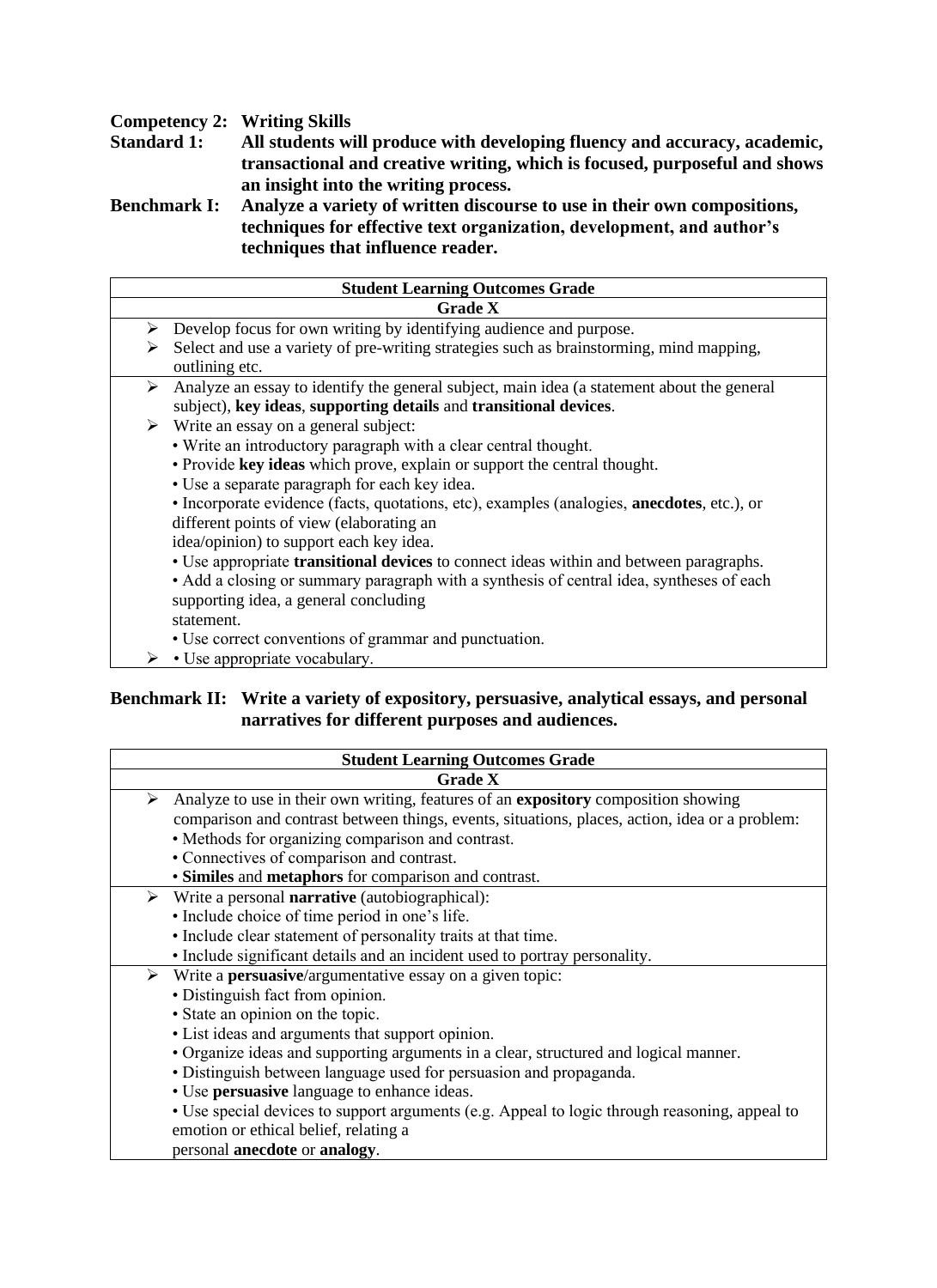**Competency 2: Writing Skills**

**Standard 1:** **All students will produce with developing fluency and accuracy, academic, transactional and creative writing, which is focused, purposeful and shows an insight into the writing process.**

**Benchmark I:** **Analyze a variety of written discourse to use in their own compositions, techniques for effective text organization, development, and author's techniques that influence reader.**

| Student Learning Outcomes Grade |
|---|
| **Grade X** |
| ➢ Develop focus for own writing by identifying audience and purpose.<br>➢ Select and use a variety of pre-writing strategies such as brainstorming, mind mapping, outlining etc. |
| ➢ Analyze an essay to identify the general subject, main idea (a statement about the general subject), **key ideas**, **supporting details** and **transitional devices**.<br>➢ Write an essay on a general subject:<br>• Write an introductory paragraph with a clear central thought.<br>• Provide **key ideas** which prove, explain or support the central thought.<br>• Use a separate paragraph for each key idea.<br>• Incorporate evidence (facts, quotations, etc), examples (analogies, **anecdotes**, etc.), or different points of view (elaborating an idea/opinion) to support each key idea.<br>• Use appropriate **transitional devices** to connect ideas within and between paragraphs.<br>• Add a closing or summary paragraph with a synthesis of central idea, syntheses of each supporting idea, a general concluding statement.<br>• Use correct conventions of grammar and punctuation.<br>➢ • Use appropriate vocabulary. |

**Benchmark II:** **Write a variety of expository, persuasive, analytical essays, and personal narratives for different purposes and audiences.**

| Student Learning Outcomes Grade |
|---|
| **Grade X** |
| ➢ Analyze to use in their own writing, features of an **expository** composition showing comparison and contrast between things, events, situations, places, action, idea or a problem:<br>• Methods for organizing comparison and contrast.<br>• Connectives of comparison and contrast.<br>• **Similes** and **metaphors** for comparison and contrast. |
| ➢ Write a personal **narrative** (autobiographical):<br>• Include choice of time period in one's life.<br>• Include clear statement of personality traits at that time.<br>• Include significant details and an incident used to portray personality. |
| ➢ Write a **persuasive**/argumentative essay on a given topic:<br>• Distinguish fact from opinion.<br>• State an opinion on the topic.<br>• List ideas and arguments that support opinion.<br>• Organize ideas and supporting arguments in a clear, structured and logical manner.<br>• Distinguish between language used for persuasion and propaganda.<br>• Use **persuasive** language to enhance ideas.<br>• Use special devices to support arguments (e.g. Appeal to logic through reasoning, appeal to emotion or ethical belief, relating a personal **anecdote** or **analogy**. |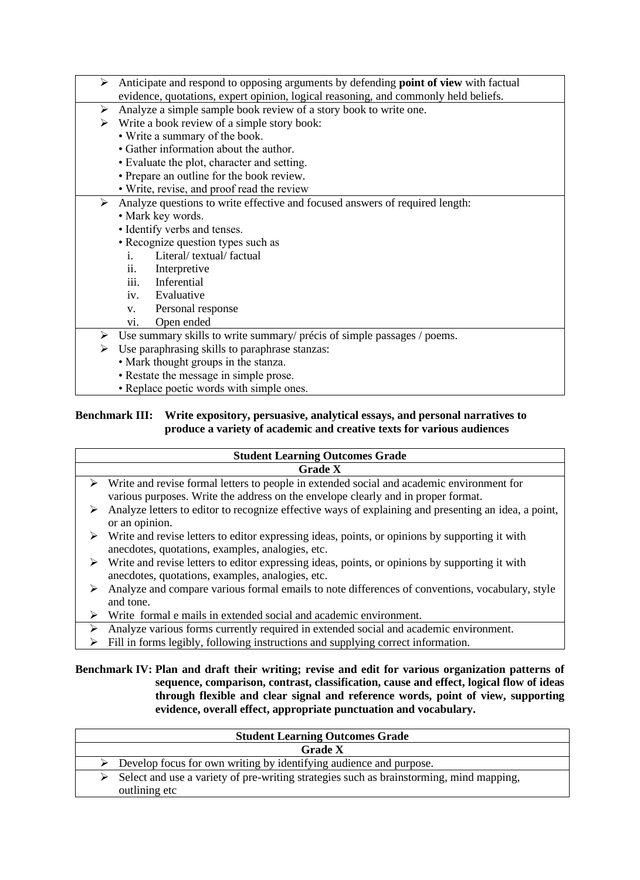| |
|---|
| ➢ Anticipate and respond to opposing arguments by defending **point of view** with factual evidence, quotations, expert opinion, logical reasoning, and commonly held beliefs. |
| ➢ Analyze a simple sample book review of a story book to write one.<br>➢ Write a book review of a simple story book:<br>• Write a summary of the book.<br>• Gather information about the author.<br>• Evaluate the plot, character and setting.<br>• Prepare an outline for the book review.<br>• Write, revise, and proof read the review |
| ➢ Analyze questions to write effective and focused answers of required length:<br>• Mark key words.<br>• Identify verbs and tenses.<br>• Recognize question types such as<br>i. Literal/ textual/ factual<br>ii. Interpretive<br>iii. Inferential<br>iv. Evaluative<br>v. Personal response<br>vi. Open ended |
| ➢ Use summary skills to write summary/ précis of simple passages / poems.<br>➢ Use paraphrasing skills to paraphrase stanzas:<br>• Mark thought groups in the stanza.<br>• Restate the message in simple prose.<br>• Replace poetic words with simple ones. |

**Benchmark III: Write expository, persuasive, analytical essays, and personal narratives to produce a variety of academic and creative texts for various audiences**

| Student Learning Outcomes Grade |
|---|
| **Grade X** |
| ➢ Write and revise formal letters to people in extended social and academic environment for various purposes. Write the address on the envelope clearly and in proper format.<br>➢ Analyze letters to editor to recognize effective ways of explaining and presenting an idea, a point, or an opinion.<br>➢ Write and revise letters to editor expressing ideas, points, or opinions by supporting it with anecdotes, quotations, examples, analogies, etc.<br>➢ Write and revise letters to editor expressing ideas, points, or opinions by supporting it with anecdotes, quotations, examples, analogies, etc.<br>➢ Analyze and compare various formal emails to note differences of conventions, vocabulary, style and tone.<br>➢ Write formal e mails in extended social and academic environment. |
| ➢ Analyze various forms currently required in extended social and academic environment.<br>➢ Fill in forms legibly, following instructions and supplying correct information. |

**Benchmark IV: Plan and draft their writing; revise and edit for various organization patterns of sequence, comparison, contrast, classification, cause and effect, logical flow of ideas through flexible and clear signal and reference words, point of view, supporting evidence, overall effect, appropriate punctuation and vocabulary.**

| Student Learning Outcomes Grade |
|---|
| **Grade X** |
| ➢ Develop focus for own writing by identifying audience and purpose. |
| ➢ Select and use a variety of pre-writing strategies such as brainstorming, mind mapping, outlining etc |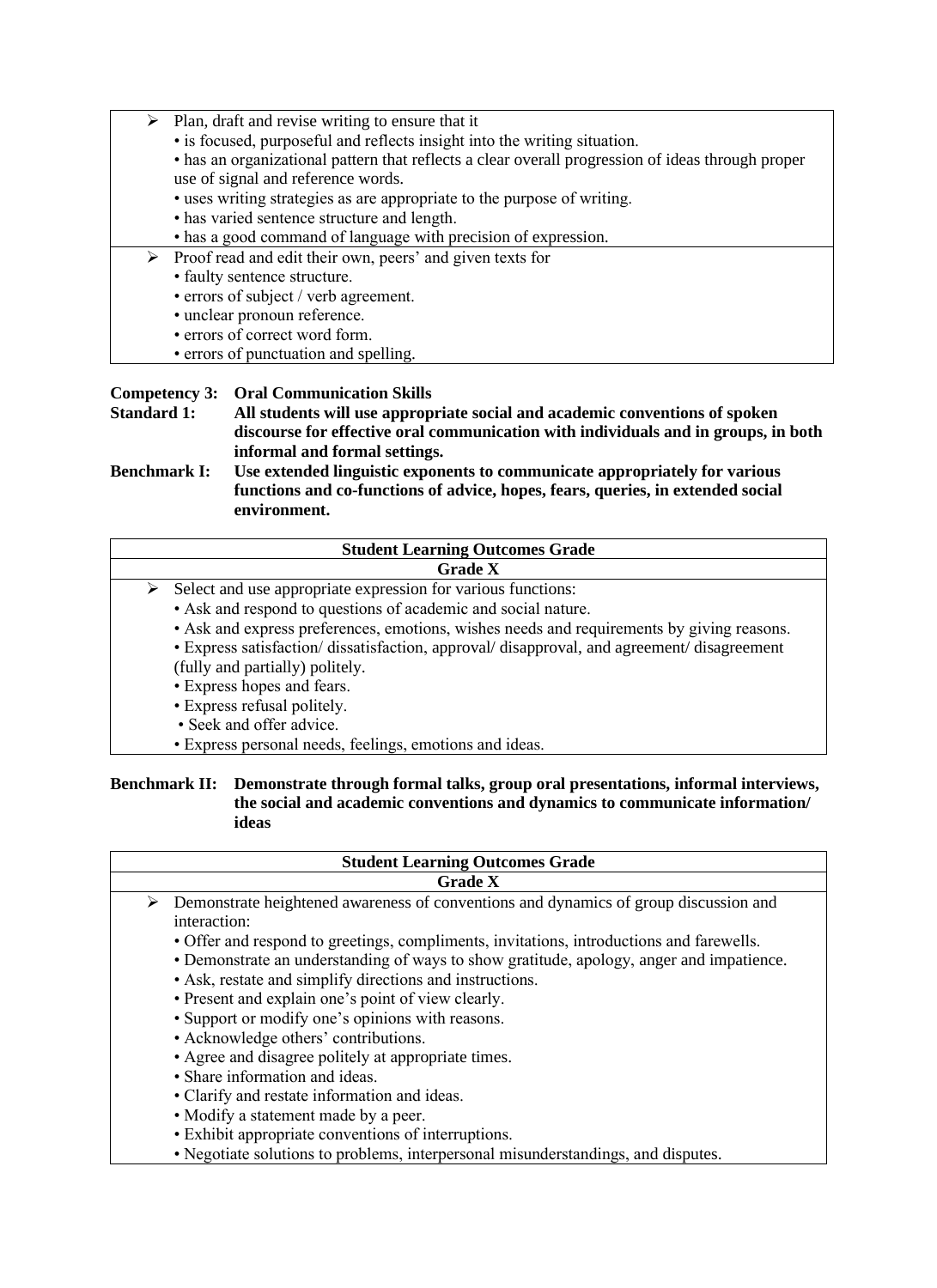- Plan, draft and revise writing to ensure that it
  - is focused, purposeful and reflects insight into the writing situation.
  - has an organizational pattern that reflects a clear overall progression of ideas through proper use of signal and reference words.
  - uses writing strategies as are appropriate to the purpose of writing.
  - has varied sentence structure and length.
  - has a good command of language with precision of expression.
- Proof read and edit their own, peers' and given texts for
  - faulty sentence structure.
  - errors of subject / verb agreement.
  - unclear pronoun reference.
  - errors of correct word form.
  - errors of punctuation and spelling.

**Competency 3: Oral Communication Skills**

**Standard 1: All students will use appropriate social and academic conventions of spoken discourse for effective oral communication with individuals and in groups, in both informal and formal settings.**

**Benchmark I: Use extended linguistic exponents to communicate appropriately for various functions and co-functions of advice, hopes, fears, queries, in extended social environment.**

| Student Learning Outcomes Grade |
| --- |
| Grade X |
| ➢ Select and use appropriate expression for various functions:<br>• Ask and respond to questions of academic and social nature.<br>• Ask and express preferences, emotions, wishes needs and requirements by giving reasons.<br>• Express satisfaction/ dissatisfaction, approval/ disapproval, and agreement/ disagreement (fully and partially) politely.<br>• Express hopes and fears.<br>• Express refusal politely.<br>• Seek and offer advice.<br>• Express personal needs, feelings, emotions and ideas. |

**Benchmark II: Demonstrate through formal talks, group oral presentations, informal interviews, the social and academic conventions and dynamics to communicate information/ ideas**

| Student Learning Outcomes Grade |
| --- |
| Grade X |
| ➢ Demonstrate heightened awareness of conventions and dynamics of group discussion and interaction:<br>• Offer and respond to greetings, compliments, invitations, introductions and farewells.<br>• Demonstrate an understanding of ways to show gratitude, apology, anger and impatience.<br>• Ask, restate and simplify directions and instructions.<br>• Present and explain one's point of view clearly.<br>• Support or modify one's opinions with reasons.<br>• Acknowledge others' contributions.<br>• Agree and disagree politely at appropriate times.<br>• Share information and ideas.<br>• Clarify and restate information and ideas.<br>• Modify a statement made by a peer.<br>• Exhibit appropriate conventions of interruptions.<br>• Negotiate solutions to problems, interpersonal misunderstandings, and disputes. |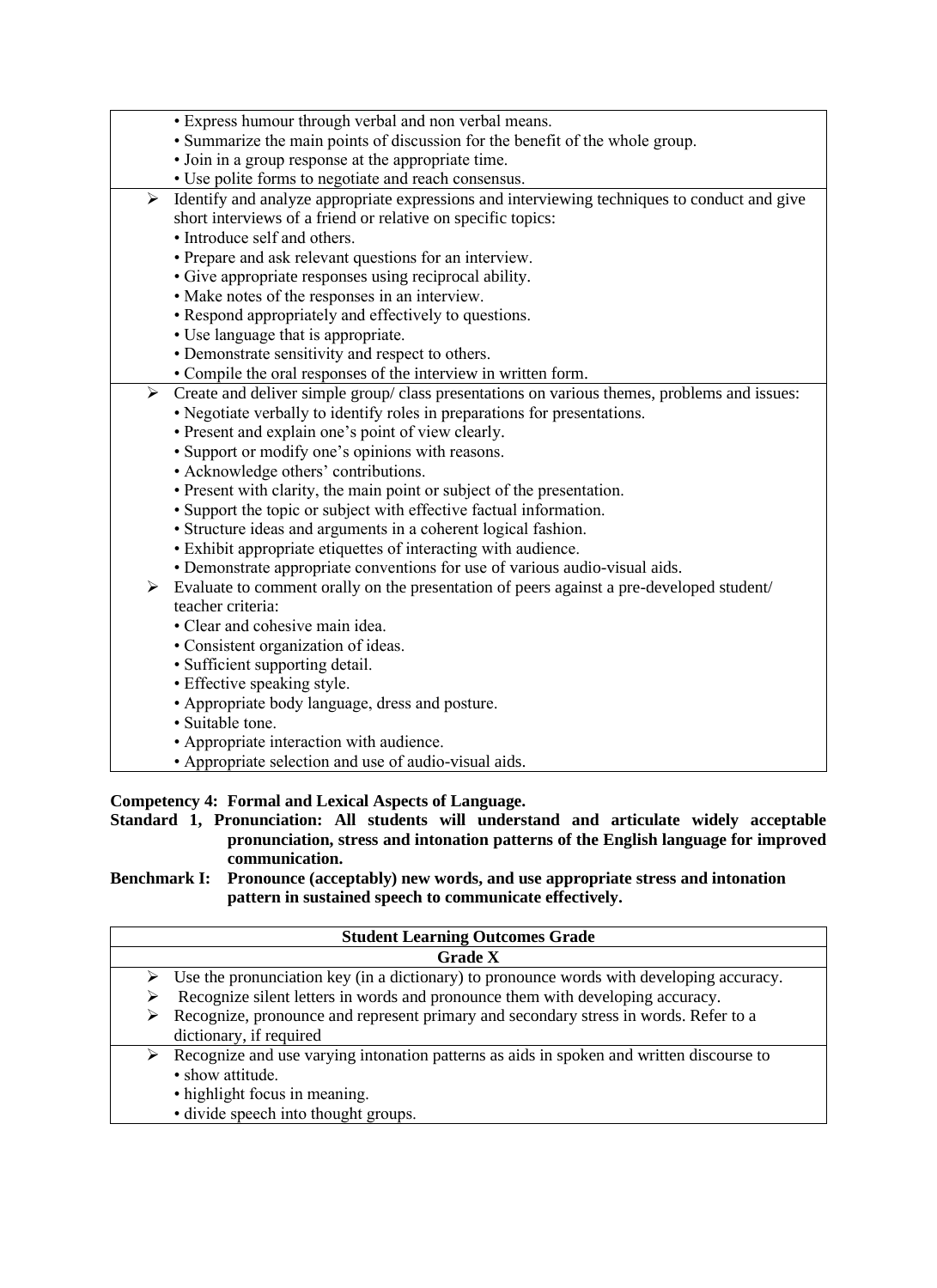| |
|---|
| • Express humour through verbal and non verbal means.<br>• Summarize the main points of discussion for the benefit of the whole group.<br>• Join in a group response at the appropriate time.<br>• Use polite forms to negotiate and reach consensus. |
| ➢ Identify and analyze appropriate expressions and interviewing techniques to conduct and give short interviews of a friend or relative on specific topics:<br>• Introduce self and others.<br>• Prepare and ask relevant questions for an interview.<br>• Give appropriate responses using reciprocal ability.<br>• Make notes of the responses in an interview.<br>• Respond appropriately and effectively to questions.<br>• Use language that is appropriate.<br>• Demonstrate sensitivity and respect to others.<br>• Compile the oral responses of the interview in written form. |
| ➢ Create and deliver simple group/ class presentations on various themes, problems and issues:<br>• Negotiate verbally to identify roles in preparations for presentations.<br>• Present and explain one's point of view clearly.<br>• Support or modify one's opinions with reasons.<br>• Acknowledge others' contributions.<br>• Present with clarity, the main point or subject of the presentation.<br>• Support the topic or subject with effective factual information.<br>• Structure ideas and arguments in a coherent logical fashion.<br>• Exhibit appropriate etiquettes of interacting with audience.<br>• Demonstrate appropriate conventions for use of various audio-visual aids.<br>➢ Evaluate to comment orally on the presentation of peers against a pre-developed student/ teacher criteria:<br>• Clear and cohesive main idea.<br>• Consistent organization of ideas.<br>• Sufficient supporting detail.<br>• Effective speaking style.<br>• Appropriate body language, dress and posture.<br>• Suitable tone.<br>• Appropriate interaction with audience.<br>• Appropriate selection and use of audio-visual aids. |

**Competency 4: Formal and Lexical Aspects of Language.**

**Standard 1, Pronunciation: All students will understand and articulate widely acceptable pronunciation, stress and intonation patterns of the English language for improved communication.**

**Benchmark I: Pronounce (acceptably) new words, and use appropriate stress and intonation pattern in sustained speech to communicate effectively.**

| **Student Learning Outcomes Grade** |
|---|
| **Grade X** |
| ➢ Use the pronunciation key (in a dictionary) to pronounce words with developing accuracy.<br>➢ Recognize silent letters in words and pronounce them with developing accuracy.<br>➢ Recognize, pronounce and represent primary and secondary stress in words. Refer to a dictionary, if required |
| ➢ Recognize and use varying intonation patterns as aids in spoken and written discourse to<br>• show attitude.<br>• highlight focus in meaning.<br>• divide speech into thought groups. |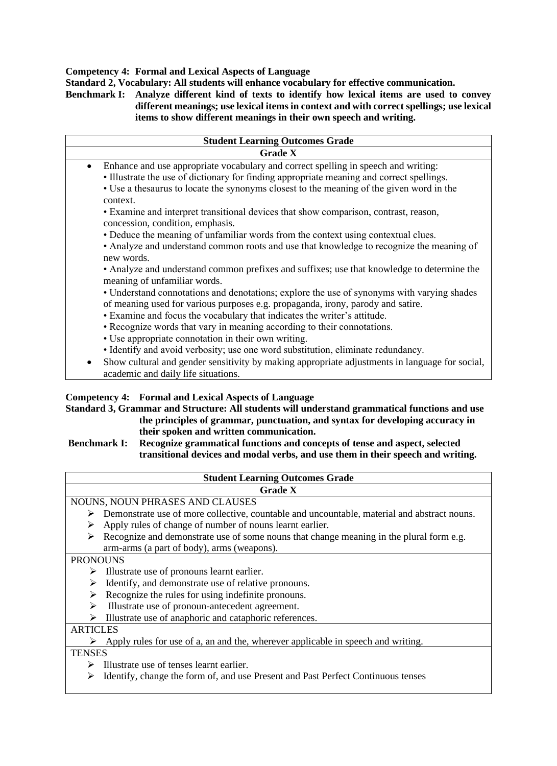**Competency 4: Formal and Lexical Aspects of Language**

**Standard 2, Vocabulary: All students will enhance vocabulary for effective communication.**

**Benchmark I: Analyze different kind of texts to identify how lexical items are used to convey different meanings; use lexical items in context and with correct spellings; use lexical items to show different meanings in their own speech and writing.**

| Student Learning Outcomes Grade |
|---|
| **Grade X** |
| • Enhance and use appropriate vocabulary and correct spelling in speech and writing:<br>• Illustrate the use of dictionary for finding appropriate meaning and correct spellings.<br>• Use a thesaurus to locate the synonyms closest to the meaning of the given word in the context.<br>• Examine and interpret transitional devices that show comparison, contrast, reason, concession, condition, emphasis.<br>• Deduce the meaning of unfamiliar words from the context using contextual clues.<br>• Analyze and understand common roots and use that knowledge to recognize the meaning of new words.<br>• Analyze and understand common prefixes and suffixes; use that knowledge to determine the meaning of unfamiliar words.<br>• Understand connotations and denotations; explore the use of synonyms with varying shades of meaning used for various purposes e.g. propaganda, irony, parody and satire.<br>• Examine and focus the vocabulary that indicates the writer's attitude.<br>• Recognize words that vary in meaning according to their connotations.<br>• Use appropriate connotation in their own writing.<br>• Identify and avoid verbosity; use one word substitution, eliminate redundancy.<br>• Show cultural and gender sensitivity by making appropriate adjustments in language for social, academic and daily life situations. |

**Competency 4: Formal and Lexical Aspects of Language**

**Standard 3, Grammar and Structure: All students will understand grammatical functions and use the principles of grammar, punctuation, and syntax for developing accuracy in their spoken and written communication.**

**Benchmark I: Recognize grammatical functions and concepts of tense and aspect, selected transitional devices and modal verbs, and use them in their speech and writing.**

| Student Learning Outcomes Grade |
|---|
| **Grade X** |
| NOUNS, NOUN PHRASES AND CLAUSES<br>➢ Demonstrate use of more collective, countable and uncountable, material and abstract nouns.<br>➢ Apply rules of change of number of nouns learnt earlier.<br>➢ Recognize and demonstrate use of some nouns that change meaning in the plural form e.g. arm-arms (a part of body), arms (weapons). |
| PRONOUNS<br>➢ Illustrate use of pronouns learnt earlier.<br>➢ Identify, and demonstrate use of relative pronouns.<br>➢ Recognize the rules for using indefinite pronouns.<br>➢ Illustrate use of pronoun-antecedent agreement.<br>➢ Illustrate use of anaphoric and cataphoric references. |
| ARTICLES<br>➢ Apply rules for use of a, an and the, wherever applicable in speech and writing. |
| TENSES<br>➢ Illustrate use of tenses learnt earlier.<br>➢ Identify, change the form of, and use Present and Past Perfect Continuous tenses |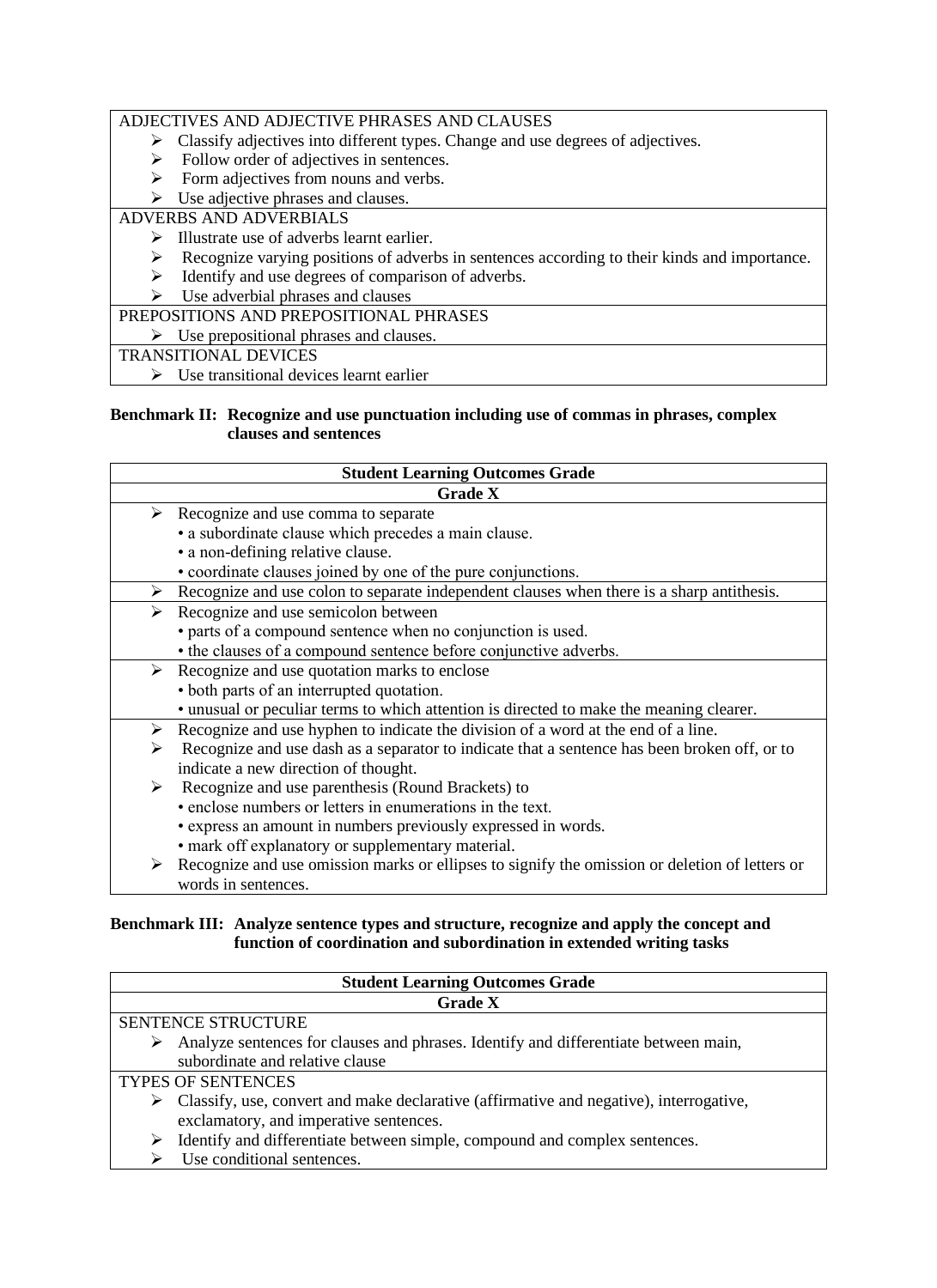| ADJECTIVES AND ADJECTIVE PHRASES AND CLAUSES |
|---|
| ➢ Classify adjectives into different types. Change and use degrees of adjectives.<br>➢ Follow order of adjectives in sentences.<br>➢ Form adjectives from nouns and verbs.<br>➢ Use adjective phrases and clauses. |
| ADVERBS AND ADVERBIALS |
| ➢ Illustrate use of adverbs learnt earlier.<br>➢ Recognize varying positions of adverbs in sentences according to their kinds and importance.<br>➢ Identify and use degrees of comparison of adverbs.<br>➢ Use adverbial phrases and clauses |
| PREPOSITIONS AND PREPOSITIONAL PHRASES |
| ➢ Use prepositional phrases and clauses. |
| TRANSITIONAL DEVICES |
| ➢ Use transitional devices learnt earlier |

**Benchmark II: Recognize and use punctuation including use of commas in phrases, complex clauses and sentences**

| Student Learning Outcomes Grade |
|---|
| **Grade X** |
| ➢ Recognize and use comma to separate<br>• a subordinate clause which precedes a main clause.<br>• a non-defining relative clause.<br>• coordinate clauses joined by one of the pure conjunctions. |
| ➢ Recognize and use colon to separate independent clauses when there is a sharp antithesis. |
| ➢ Recognize and use semicolon between<br>• parts of a compound sentence when no conjunction is used.<br>• the clauses of a compound sentence before conjunctive adverbs. |
| ➢ Recognize and use quotation marks to enclose<br>• both parts of an interrupted quotation.<br>• unusual or peculiar terms to which attention is directed to make the meaning clearer. |
| ➢ Recognize and use hyphen to indicate the division of a word at the end of a line.<br>➢ Recognize and use dash as a separator to indicate that a sentence has been broken off, or to indicate a new direction of thought.<br>➢ Recognize and use parenthesis (Round Brackets) to<br>• enclose numbers or letters in enumerations in the text.<br>• express an amount in numbers previously expressed in words.<br>• mark off explanatory or supplementary material.<br>➢ Recognize and use omission marks or ellipses to signify the omission or deletion of letters or words in sentences. |

**Benchmark III: Analyze sentence types and structure, recognize and apply the concept and function of coordination and subordination in extended writing tasks**

| Student Learning Outcomes Grade |
|---|
| **Grade X** |
| SENTENCE STRUCTURE |
| ➢ Analyze sentences for clauses and phrases. Identify and differentiate between main, subordinate and relative clause |
| TYPES OF SENTENCES |
| ➢ Classify, use, convert and make declarative (affirmative and negative), interrogative, exclamatory, and imperative sentences.<br>➢ Identify and differentiate between simple, compound and complex sentences.<br>➢ Use conditional sentences. |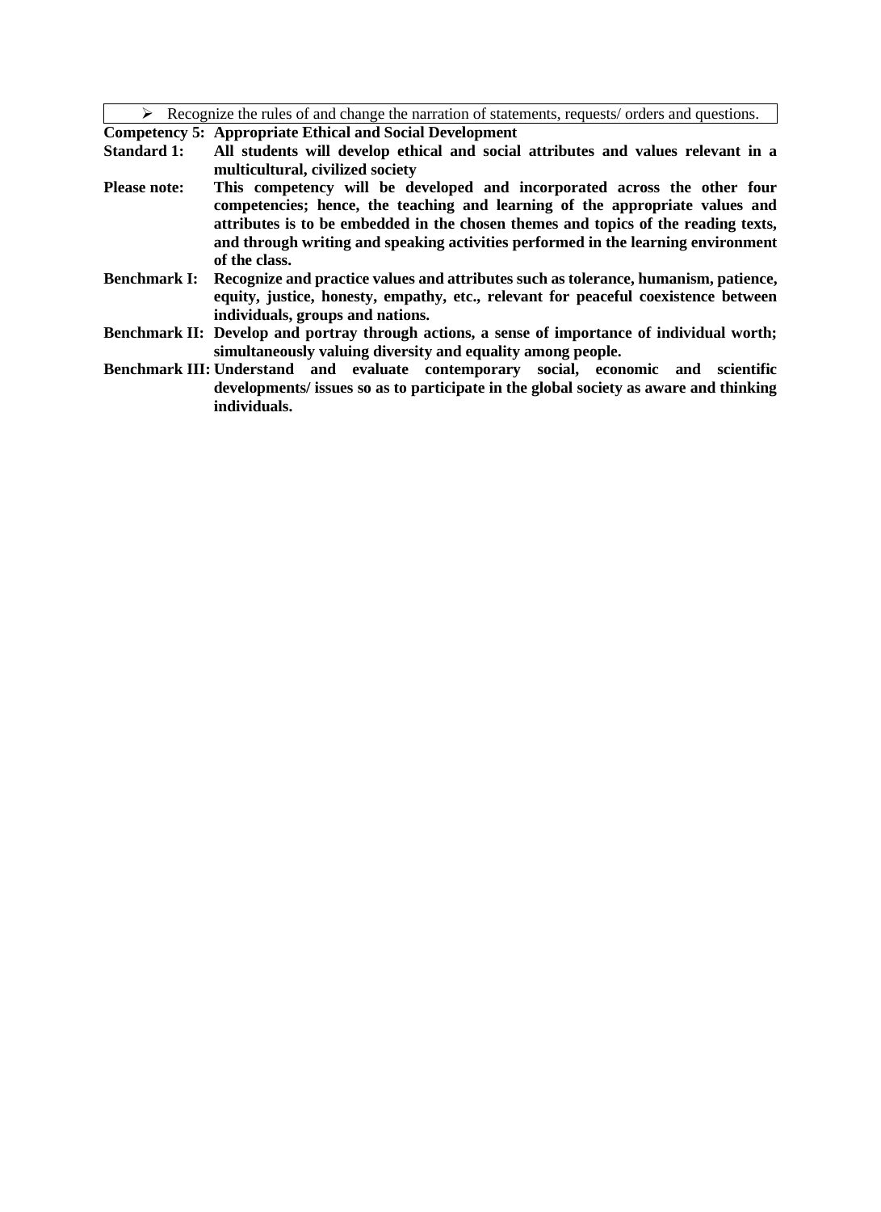- Recognize the rules of and change the narration of statements, requests/ orders and questions.

**Competency 5: Appropriate Ethical and Social Development**

**Standard 1:** **All students will develop ethical and social attributes and values relevant in a multicultural, civilized society**

**Please note:** **This competency will be developed and incorporated across the other four competencies; hence, the teaching and learning of the appropriate values and attributes is to be embedded in the chosen themes and topics of the reading texts, and through writing and speaking activities performed in the learning environment of the class.**

**Benchmark I:** **Recognize and practice values and attributes such as tolerance, humanism, patience, equity, justice, honesty, empathy, etc., relevant for peaceful coexistence between individuals, groups and nations.**

**Benchmark II:** **Develop and portray through actions, a sense of importance of individual worth; simultaneously valuing diversity and equality among people.**

**Benchmark III:** **Understand and evaluate contemporary social, economic and scientific developments/ issues so as to participate in the global society as aware and thinking individuals.**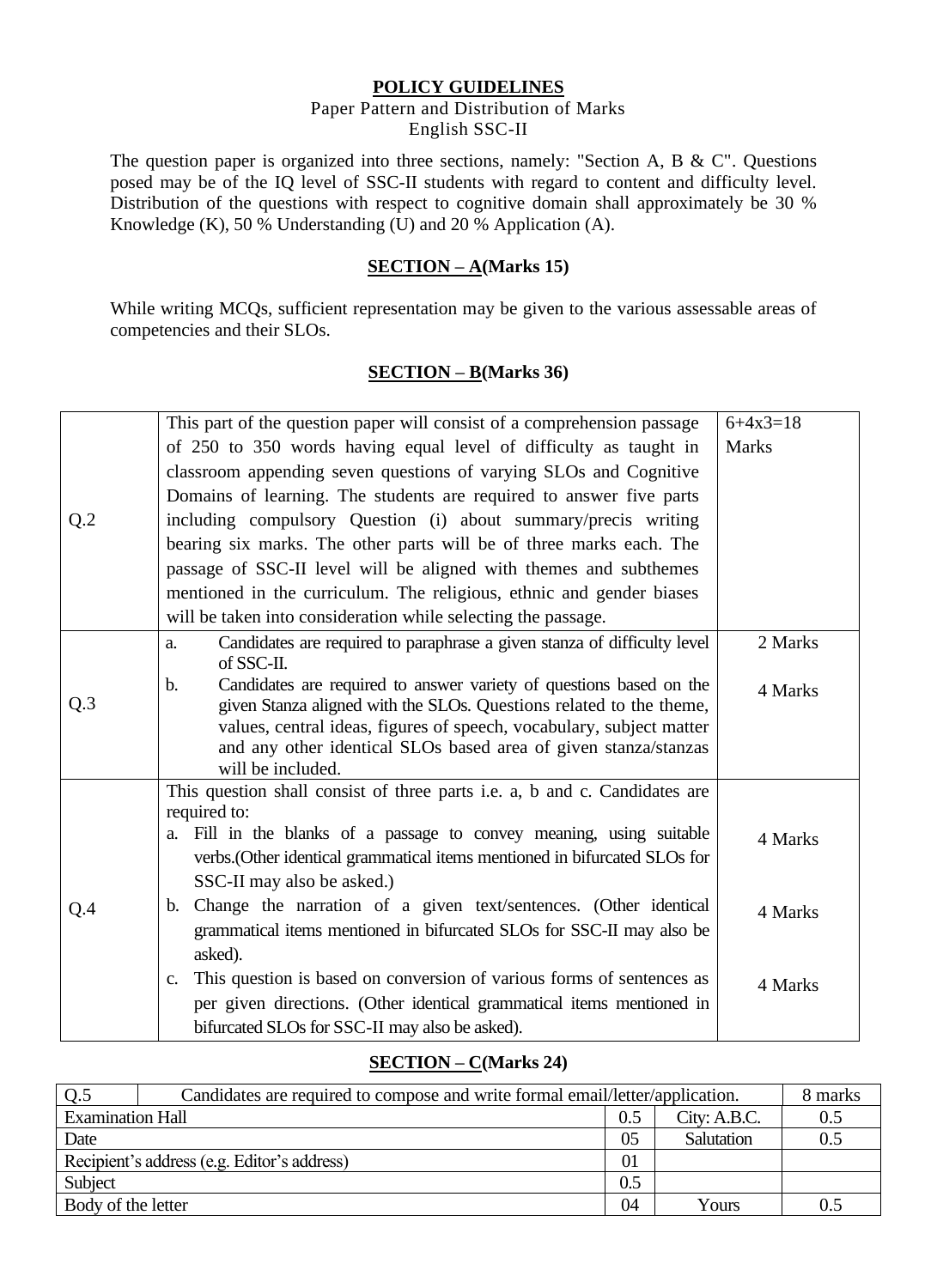**POLICY GUIDELINES**

Paper Pattern and Distribution of Marks

English SSC-II

The question paper is organized into three sections, namely: "Section A, B & C". Questions posed may be of the IQ level of SSC-II students with regard to content and difficulty level. Distribution of the questions with respect to cognitive domain shall approximately be 30 % Knowledge (K), 50 % Understanding (U) and 20 % Application (A).

**SECTION – A(Marks 15)**

While writing MCQs, sufficient representation may be given to the various assessable areas of competencies and their SLOs.

**SECTION – B(Marks 36)**

| | | |
|---|---|---|
| Q.2 | This part of the question paper will consist of a comprehension passage of 250 to 350 words having equal level of difficulty as taught in classroom appending seven questions of varying SLOs and Cognitive Domains of learning. The students are required to answer five parts including compulsory Question (i) about summary/precis writing bearing six marks. The other parts will be of three marks each. The passage of SSC-II level will be aligned with themes and subthemes mentioned in the curriculum. The religious, ethnic and gender biases will be taken into consideration while selecting the passage. | 6+4x3=18 Marks |
| Q.3 | a. Candidates are required to paraphrase a given stanza of difficulty level of SSC-II. | 2 Marks |
| | b. Candidates are required to answer variety of questions based on the given Stanza aligned with the SLOs. Questions related to the theme, values, central ideas, figures of speech, vocabulary, subject matter and any other identical SLOs based area of given stanza/stanzas will be included. | 4 Marks |
| Q.4 | This question shall consist of three parts i.e. a, b and c. Candidates are required to:<br>a. Fill in the blanks of a passage to convey meaning, using suitable verbs.(Other identical grammatical items mentioned in bifurcated SLOs for SSC-II may also be asked.) | 4 Marks |
| | b. Change the narration of a given text/sentences. (Other identical grammatical items mentioned in bifurcated SLOs for SSC-II may also be asked). | 4 Marks |
| | c. This question is based on conversion of various forms of sentences as per given directions. (Other identical grammatical items mentioned in bifurcated SLOs for SSC-II may also be asked). | 4 Marks |

**SECTION – C(Marks 24)**

| Q.5 | Candidates are required to compose and write formal email/letter/application. | | | 8 marks |
|---|---|---|---|---|
| Examination Hall | | 0.5 | City: A.B.C. | 0.5 |
| Date | | 05 | Salutation | 0.5 |
| Recipient's address (e.g. Editor's address) | | 01 | | |
| Subject | | 0.5 | | |
| Body of the letter | | 04 | Yours | 0.5 |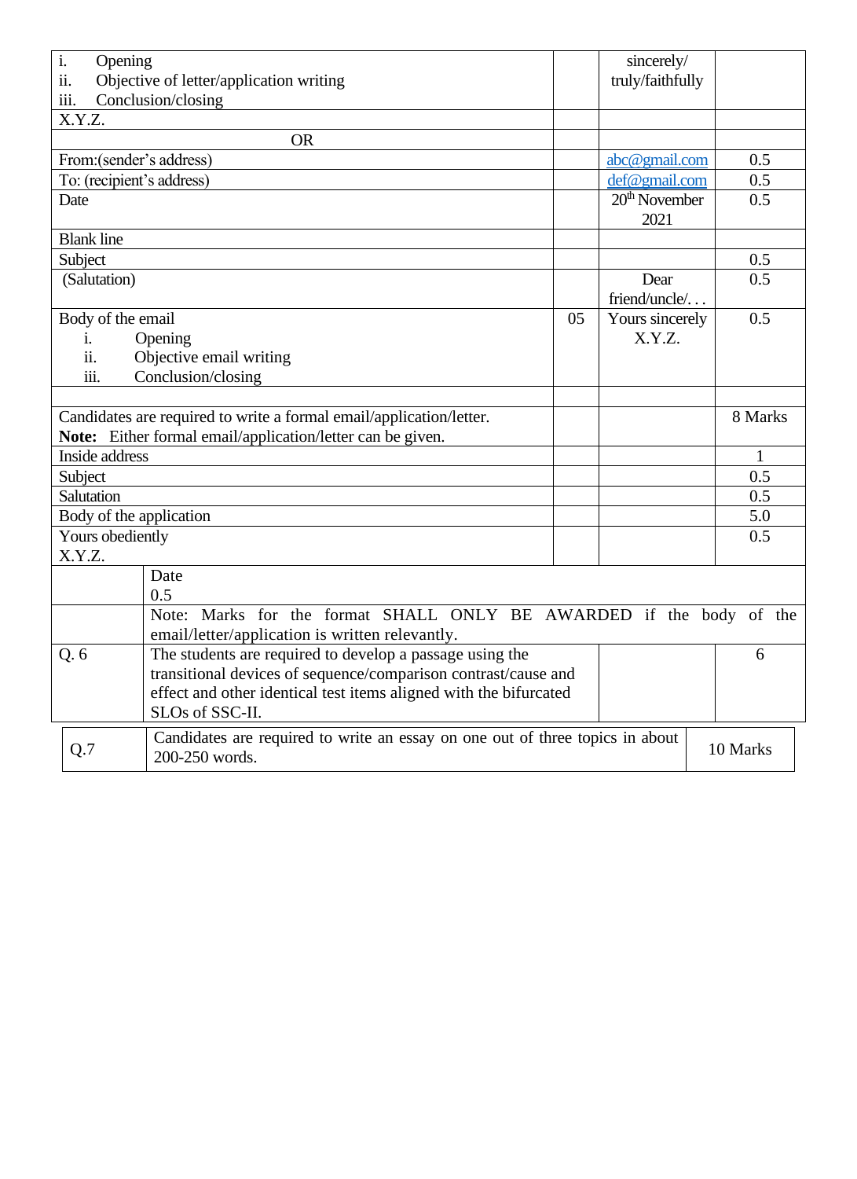| | | | |
|---|---|---|---|
| i. Opening<br>ii. Objective of letter/application writing<br>iii. Conclusion/closing | | sincerely/ truly/faithfully | |
| X.Y.Z. | | | |
| OR | | | |
| From:(sender's address) | | abc@gmail.com | 0.5 |
| To: (recipient's address) | | def@gmail.com | 0.5 |
| Date | | 20th November 2021 | 0.5 |
| Blank line | | | |
| Subject | | | 0.5 |
| (Salutation) | | Dear friend/uncle/. . . | 0.5 |
| Body of the email<br>i. Opening<br>ii. Objective email writing<br>iii. Conclusion/closing | 05 | Yours sincerely X.Y.Z. | 0.5 |
| | | | |
| Candidates are required to write a formal email/application/letter.<br>**Note:** Either formal email/application/letter can be given. | | | 8 Marks |
| Inside address | | | 1 |
| Subject | | | 0.5 |
| Salutation | | | 0.5 |
| Body of the application | | | 5.0 |
| Yours obediently<br>X.Y.Z. | | | 0.5 |

| | | | |
|---|---|---|---|
| | Date<br>0.5 | | |
| | Note: Marks for the format SHALL ONLY BE AWARDED if the body of the email/letter/application is written relevantly. | | |
| Q. 6 | The students are required to develop a passage using the transitional devices of sequence/comparison contrast/cause and effect and other identical test items aligned with the bifurcated SLOs of SSC-II. | | 6 |

| | | |
|---|---|---|
| Q.7 | Candidates are required to write an essay on one out of three topics in about 200-250 words. | 10 Marks |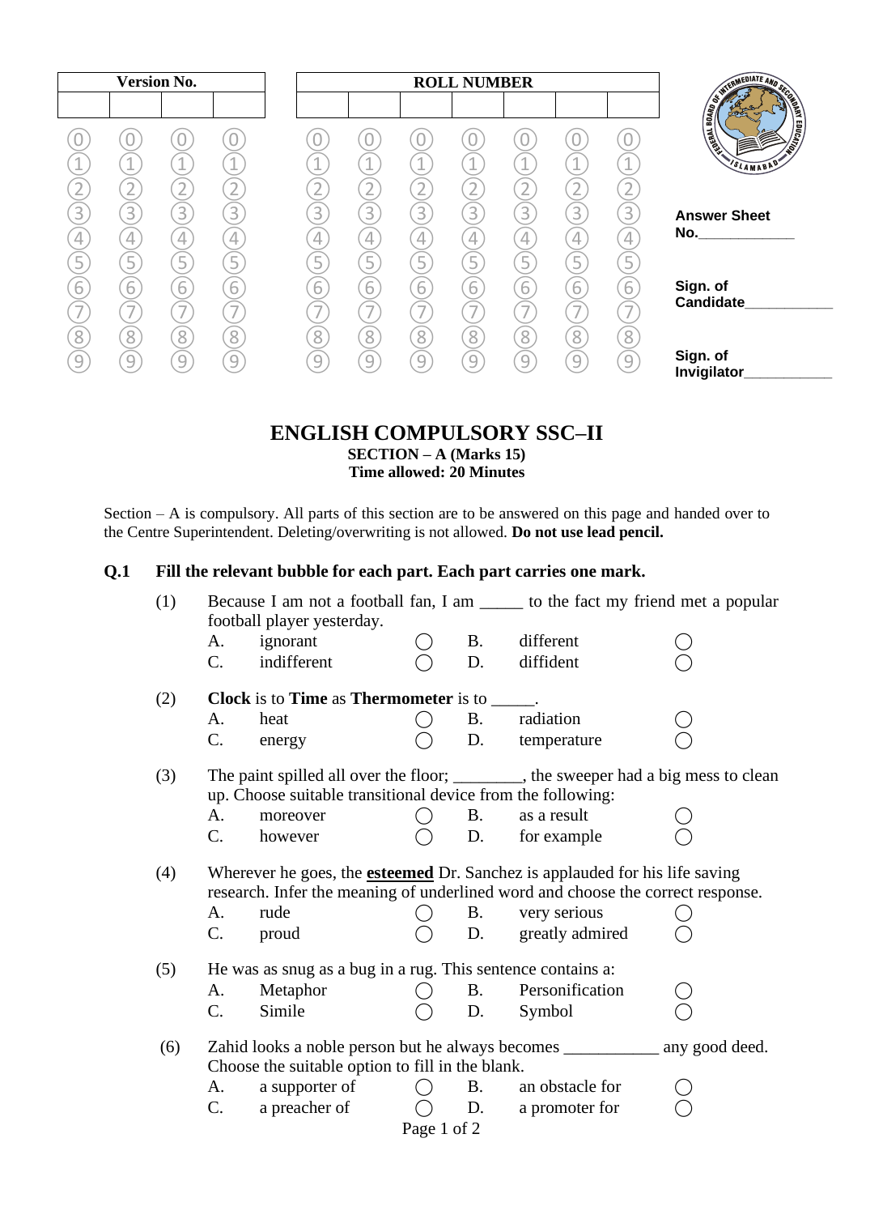| Version No. | | | |
|---|---|---|---|
| | | | |

| ROLL NUMBER | | | | | | |
|---|---|---|---|---|---|---|
| | | | | | | |

**Answer Sheet No.**____________

**Sign. of Candidate**___________

**Sign. of Invigilator**___________

# ENGLISH COMPULSORY SSC–II

**SECTION – A (Marks 15)**
**Time allowed: 20 Minutes**

Section – A is compulsory. All parts of this section are to be answered on this page and handed over to the Centre Superintendent. Deleting/overwriting is not allowed. **Do not use lead pencil.**

**Q.1 Fill the relevant bubble for each part. Each part carries one mark.**

(1) Because I am not a football fan, I am _____ to the fact my friend met a popular football player yesterday.

| | | | |
|---|---|---|---|
| A. ignorant | ◯ | B. different | ◯ |
| C. indifferent | ◯ | D. diffident | ◯ |

(2) **Clock** is to **Time** as **Thermometer** is to _____.

| | | | |
|---|---|---|---|
| A. heat | ◯ | B. radiation | ◯ |
| C. energy | ◯ | D. temperature | ◯ |

(3) The paint spilled all over the floor; ________, the sweeper had a big mess to clean up. Choose suitable transitional device from the following:

| | | | |
|---|---|---|---|
| A. moreover | ◯ | B. as a result | ◯ |
| C. however | ◯ | D. for example | ◯ |

(4) Wherever he goes, the **esteemed** Dr. Sanchez is applauded for his life saving research. Infer the meaning of underlined word and choose the correct response.

| | | | |
|---|---|---|---|
| A. rude | ◯ | B. very serious | ◯ |
| C. proud | ◯ | D. greatly admired | ◯ |

(5) He was as snug as a bug in a rug. This sentence contains a:

| | | | |
|---|---|---|---|
| A. Metaphor | ◯ | B. Personification | ◯ |
| C. Simile | ◯ | D. Symbol | ◯ |

(6) Zahid looks a noble person but he always becomes ___________ any good deed. Choose the suitable option to fill in the blank.

| | | | |
|---|---|---|---|
| A. a supporter of | ◯ | B. an obstacle for | ◯ |
| C. a preacher of | ◯ | D. a promoter for | ◯ |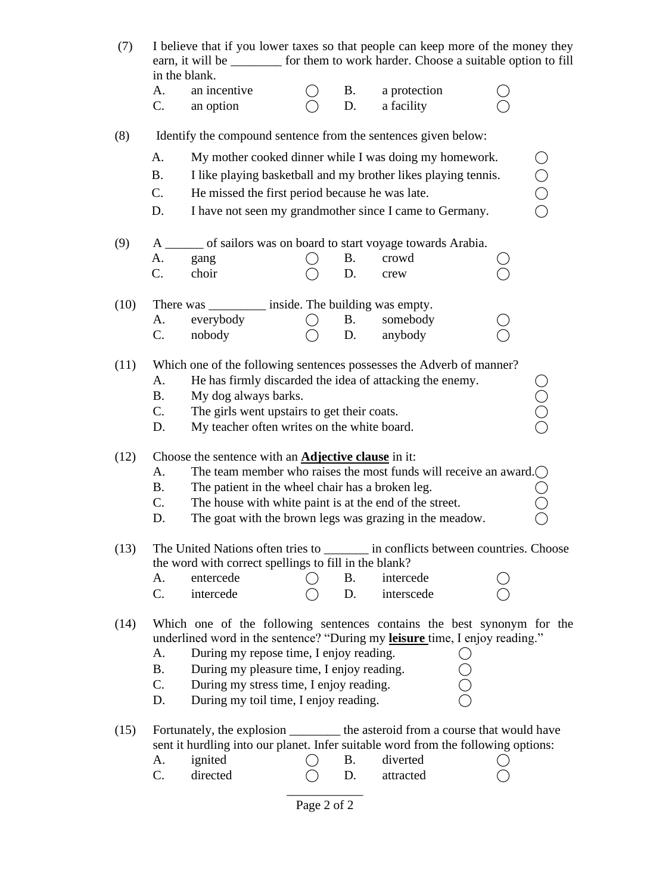(7) I believe that if you lower taxes so that people can keep more of the money they earn, it will be ________ for them to work harder. Choose a suitable option to fill in the blank.

A. an incentive ◯ B. a protection ◯
C. an option ◯ D. a facility ◯

(8) Identify the compound sentence from the sentences given below:

A. My mother cooked dinner while I was doing my homework. ◯
B. I like playing basketball and my brother likes playing tennis. ◯
C. He missed the first period because he was late. ◯
D. I have not seen my grandmother since I came to Germany. ◯

(9) A ______ of sailors was on board to start voyage towards Arabia.

A. gang ◯ B. crowd ◯
C. choir ◯ D. crew ◯

(10) There was _________ inside. The building was empty.

A. everybody ◯ B. somebody ◯
C. nobody ◯ D. anybody ◯

(11) Which one of the following sentences possesses the Adverb of manner?

A. He has firmly discarded the idea of attacking the enemy. ◯
B. My dog always barks. ◯
C. The girls went upstairs to get their coats. ◯
D. My teacher often writes on the white board. ◯

(12) Choose the sentence with an **Adjective clause** in it:

A. The team member who raises the most funds will receive an award. ◯
B. The patient in the wheel chair has a broken leg. ◯
C. The house with white paint is at the end of the street. ◯
D. The goat with the brown legs was grazing in the meadow. ◯

(13) The United Nations often tries to _______ in conflicts between countries. Choose the word with correct spellings to fill in the blank?

A. entercede ◯ B. intercede ◯
C. intercede ◯ D. interscede ◯

(14) Which one of the following sentences contains the best synonym for the underlined word in the sentence? "During my **leisure** time, I enjoy reading."

A. During my repose time, I enjoy reading. ◯
B. During my pleasure time, I enjoy reading. ◯
C. During my stress time, I enjoy reading. ◯
D. During my toil time, I enjoy reading. ◯

(15) Fortunately, the explosion ________ the asteroid from a course that would have sent it hurdling into our planet. Infer suitable word from the following options:

A. ignited ◯ B. diverted ◯
C. directed ◯ D. attracted ◯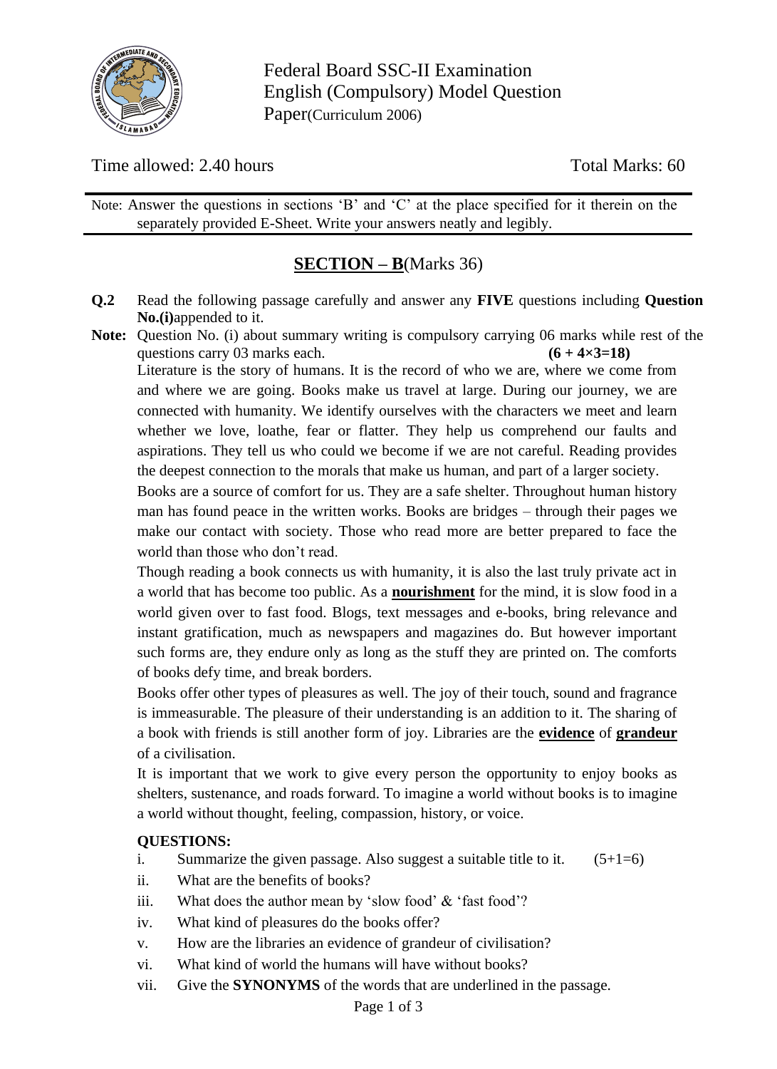Federal Board SSC-II Examination
English (Compulsory) Model Question Paper(Curriculum 2006)

Time allowed: 2.40 hours | Total Marks: 60

Note: Answer the questions in sections 'B' and 'C' at the place specified for it therein on the separately provided E-Sheet. Write your answers neatly and legibly.

## SECTION – B(Marks 36)

**Q.2** Read the following passage carefully and answer any **FIVE** questions including **Question No.(i)**appended to it.

**Note:** Question No. (i) about summary writing is compulsory carrying 06 marks while rest of the questions carry 03 marks each. **(6 + 4×3=18)**

Literature is the story of humans. It is the record of who we are, where we come from and where we are going. Books make us travel at large. During our journey, we are connected with humanity. We identify ourselves with the characters we meet and learn whether we love, loathe, fear or flatter. They help us comprehend our faults and aspirations. They tell us who could we become if we are not careful. Reading provides the deepest connection to the morals that make us human, and part of a larger society.

Books are a source of comfort for us. They are a safe shelter. Throughout human history man has found peace in the written works. Books are bridges – through their pages we make our contact with society. Those who read more are better prepared to face the world than those who don't read.

Though reading a book connects us with humanity, it is also the last truly private act in a world that has become too public. As a **nourishment** for the mind, it is slow food in a world given over to fast food. Blogs, text messages and e-books, bring relevance and instant gratification, much as newspapers and magazines do. But however important such forms are, they endure only as long as the stuff they are printed on. The comforts of books defy time, and break borders.

Books offer other types of pleasures as well. The joy of their touch, sound and fragrance is immeasurable. The pleasure of their understanding is an addition to it. The sharing of a book with friends is still another form of joy. Libraries are the **evidence** of **grandeur** of a civilisation.

It is important that we work to give every person the opportunity to enjoy books as shelters, sustenance, and roads forward. To imagine a world without books is to imagine a world without thought, feeling, compassion, history, or voice.

**QUESTIONS:**

i. Summarize the given passage. Also suggest a suitable title to it. (5+1=6)

ii. What are the benefits of books?

iii. What does the author mean by 'slow food' & 'fast food'?

iv. What kind of pleasures do the books offer?

v. How are the libraries an evidence of grandeur of civilisation?

vi. What kind of world the humans will have without books?

vii. Give the **SYNONYMS** of the words that are underlined in the passage.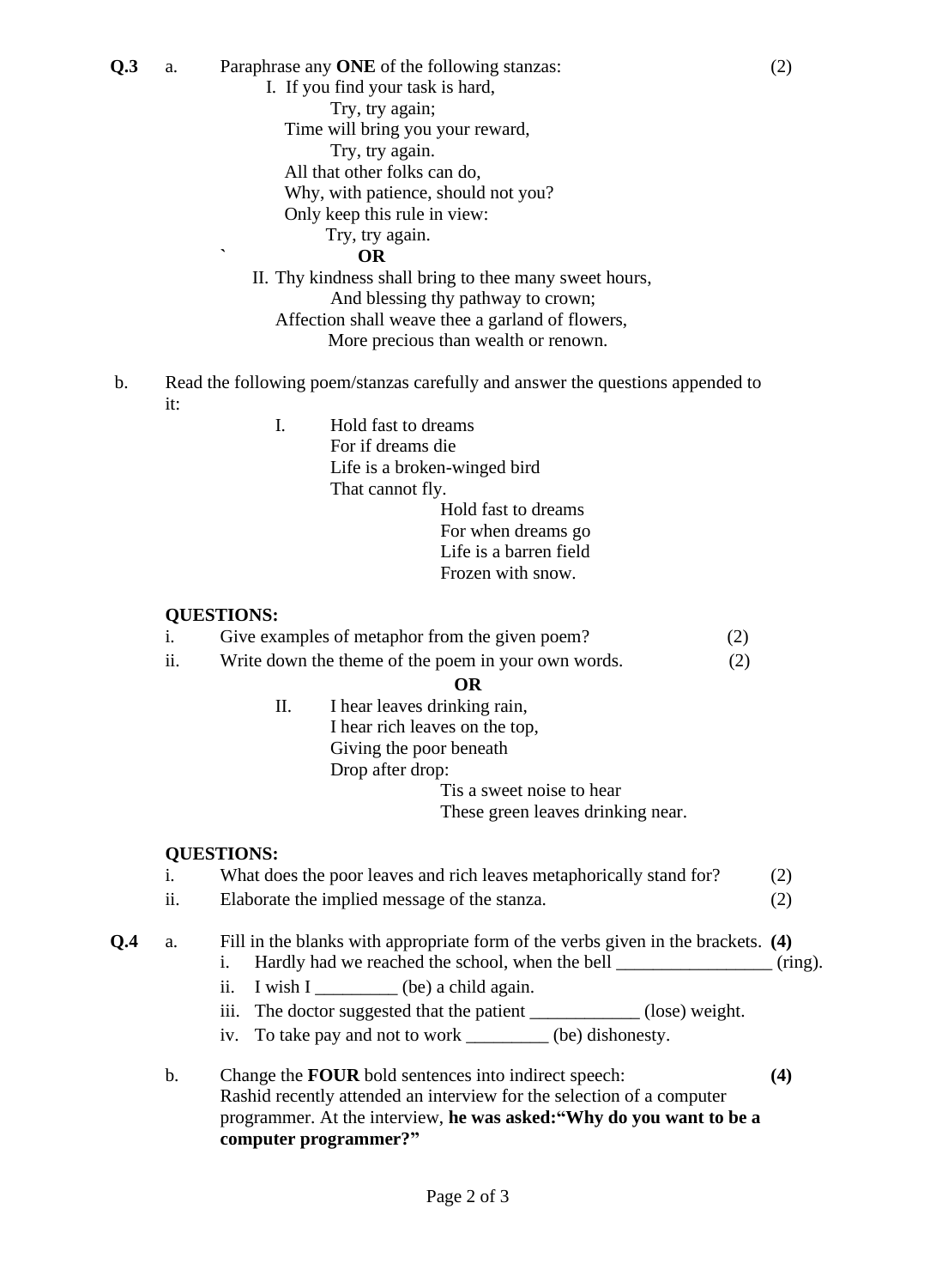**Q.3** a. Paraphrase any **ONE** of the following stanzas: (2)

I. If you find your task is hard,
    Try, try again;
  Time will bring you your reward,
    Try, try again.
  All that other folks can do,
  Why, with patience, should not you?
  Only keep this rule in view:
    Try, try again.

` **OR**

II. Thy kindness shall bring to thee many sweet hours,
    And blessing thy pathway to crown;
  Affection shall weave thee a garland of flowers,
    More precious than wealth or renown.

b. Read the following poem/stanzas carefully and answer the questions appended to it:

I. Hold fast to dreams
  For if dreams die
  Life is a broken-winged bird
  That cannot fly.
    Hold fast to dreams
    For when dreams go
    Life is a barren field
    Frozen with snow.

**QUESTIONS:**

i. Give examples of metaphor from the given poem? (2)

ii. Write down the theme of the poem in your own words. (2)

**OR**

II. I hear leaves drinking rain,
  I hear rich leaves on the top,
  Giving the poor beneath
  Drop after drop:
    Tis a sweet noise to hear
    These green leaves drinking near.

**QUESTIONS:**

i. What does the poor leaves and rich leaves metaphorically stand for? (2)

ii. Elaborate the implied message of the stanza. (2)

**Q.4** a. Fill in the blanks with appropriate form of the verbs given in the brackets. **(4)**

i. Hardly had we reached the school, when the bell _________________ (ring).

ii. I wish I _________ (be) a child again.

iii. The doctor suggested that the patient ____________ (lose) weight.

iv. To take pay and not to work _________ (be) dishonesty.

b. Change the **FOUR** bold sentences into indirect speech: **(4)**

Rashid recently attended an interview for the selection of a computer programmer. At the interview, **he was asked:"Why do you want to be a computer programmer?"**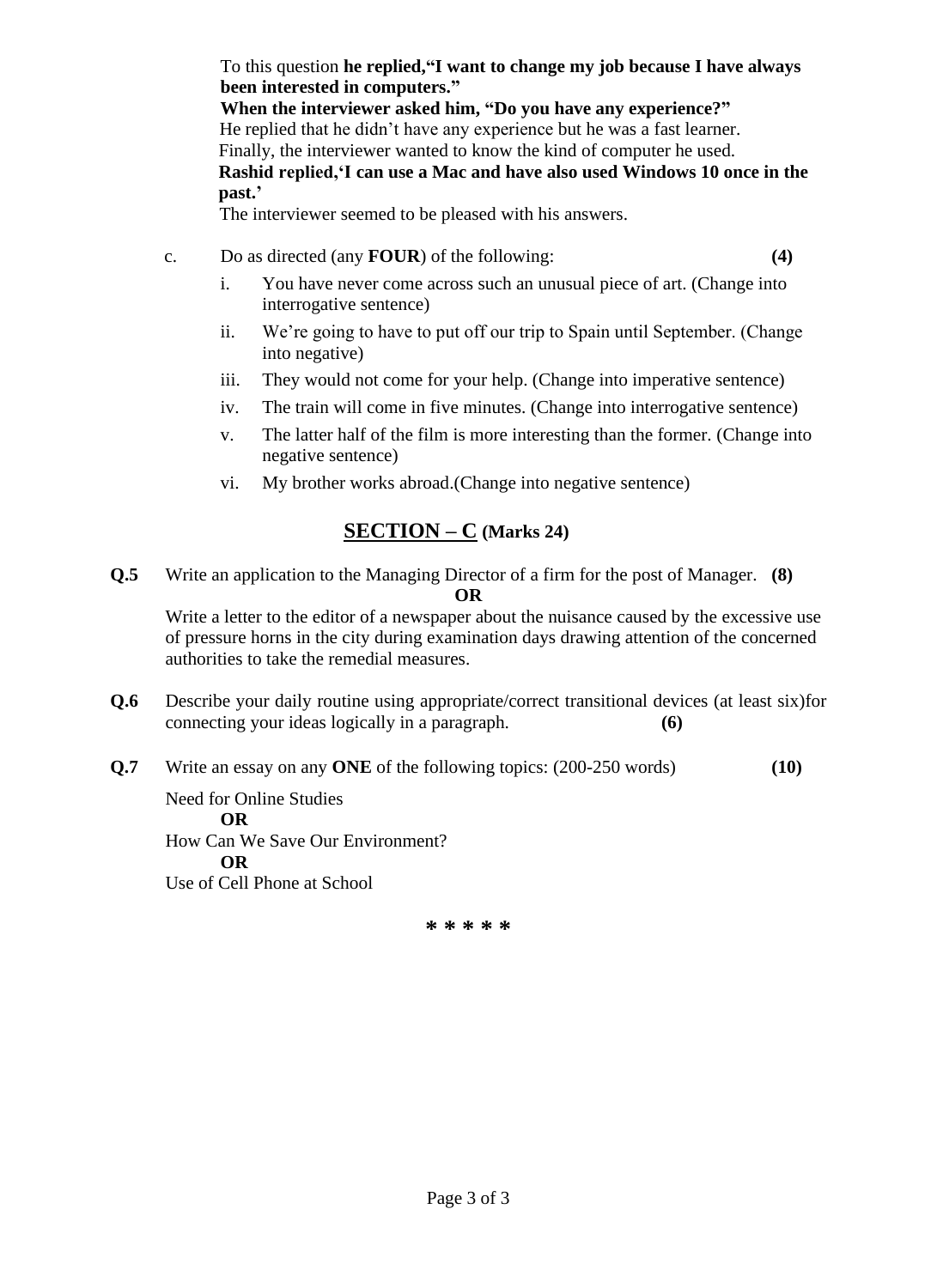To this question **he replied,“I want to change my job because I have always been interested in computers.”**
**When the interviewer asked him, “Do you have any experience?”**
He replied that he didn’t have any experience but he was a fast learner.
Finally, the interviewer wanted to know the kind of computer he used.
**Rashid replied,‘I can use a Mac and have also used Windows 10 once in the past.’**
The interviewer seemed to be pleased with his answers.

c. Do as directed (any **FOUR**) of the following: **(4)**

i. You have never come across such an unusual piece of art. (Change into interrogative sentence)

ii. We’re going to have to put off our trip to Spain until September. (Change into negative)

iii. They would not come for your help. (Change into imperative sentence)

iv. The train will come in five minutes. (Change into interrogative sentence)

v. The latter half of the film is more interesting than the former. (Change into negative sentence)

vi. My brother works abroad.(Change into negative sentence)

## SECTION – C (Marks 24)

**Q.5** Write an application to the Managing Director of a firm for the post of Manager. **(8)**

**OR**

Write a letter to the editor of a newspaper about the nuisance caused by the excessive use of pressure horns in the city during examination days drawing attention of the concerned authorities to take the remedial measures.

**Q.6** Describe your daily routine using appropriate/correct transitional devices (at least six)for connecting your ideas logically in a paragraph. **(6)**

**Q.7** Write an essay on any **ONE** of the following topics: (200-250 words) **(10)**

Need for Online Studies

**OR**

How Can We Save Our Environment?

**OR**

Use of Cell Phone at School

\* \* \* \* \*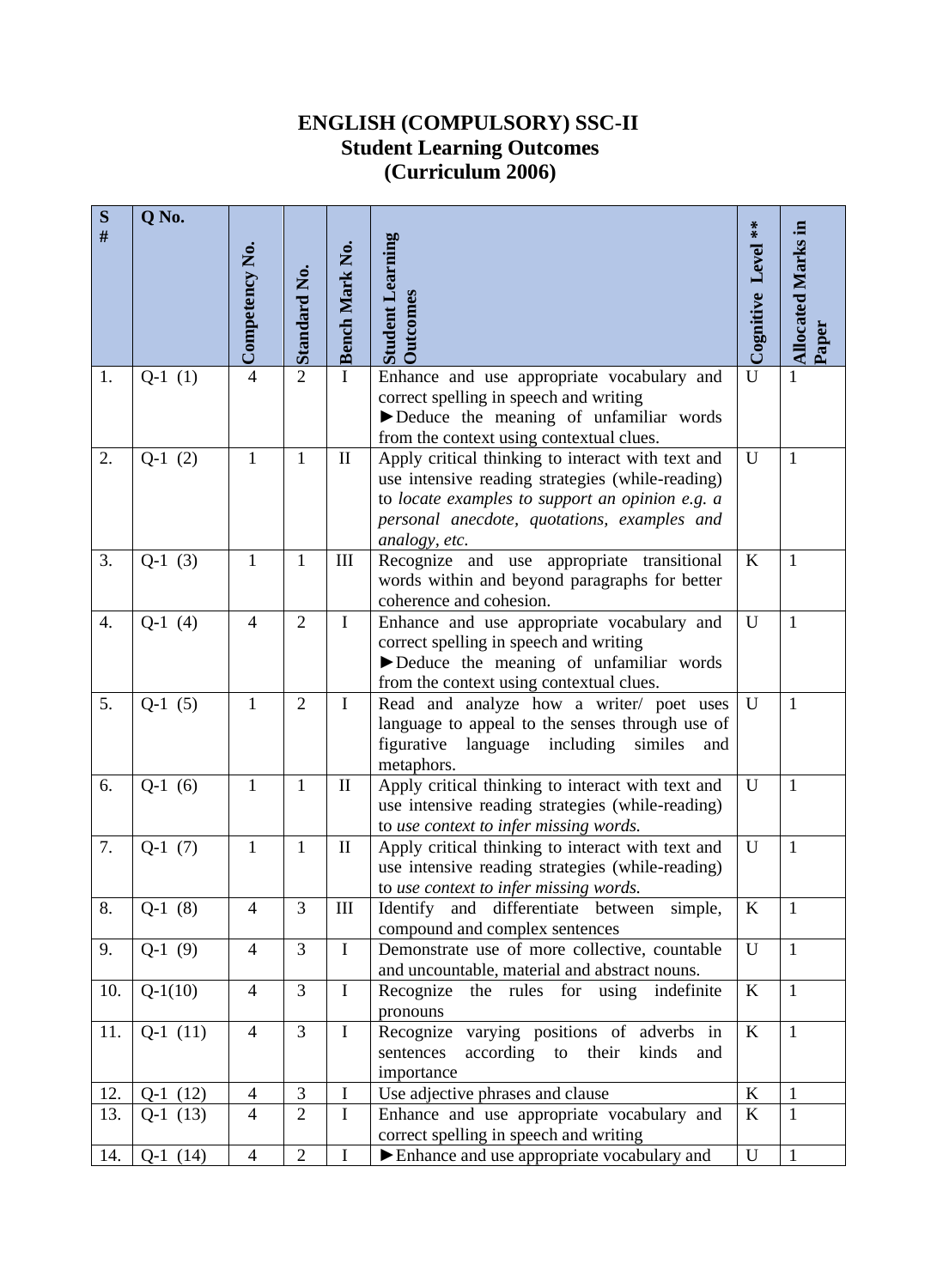**ENGLISH (COMPULSORY) SSC-II**
**Student Learning Outcomes**
**(Curriculum 2006)**

| S # | Q No. | Competency No. | Standard No. | Bench Mark No. | Student Learning Outcomes | Cognitive Level ** | Allocated Marks in Paper |
|---|---|---|---|---|---|---|---|
| 1. | Q-1 (1) | 4 | 2 | I | Enhance and use appropriate vocabulary and correct spelling in speech and writing ►Deduce the meaning of unfamiliar words from the context using contextual clues. | U | 1 |
| 2. | Q-1 (2) | 1 | 1 | II | Apply critical thinking to interact with text and use intensive reading strategies (while-reading) to *locate examples to support an opinion e.g. a personal anecdote, quotations, examples and analogy, etc.* | U | 1 |
| 3. | Q-1 (3) | 1 | 1 | III | Recognize and use appropriate transitional words within and beyond paragraphs for better coherence and cohesion. | K | 1 |
| 4. | Q-1 (4) | 4 | 2 | I | Enhance and use appropriate vocabulary and correct spelling in speech and writing ►Deduce the meaning of unfamiliar words from the context using contextual clues. | U | 1 |
| 5. | Q-1 (5) | 1 | 2 | I | Read and analyze how a writer/ poet uses language to appeal to the senses through use of figurative language including similes and metaphors. | U | 1 |
| 6. | Q-1 (6) | 1 | 1 | II | Apply critical thinking to interact with text and use intensive reading strategies (while-reading) to *use context to infer missing words.* | U | 1 |
| 7. | Q-1 (7) | 1 | 1 | II | Apply critical thinking to interact with text and use intensive reading strategies (while-reading) to *use context to infer missing words.* | U | 1 |
| 8. | Q-1 (8) | 4 | 3 | III | Identify and differentiate between simple, compound and complex sentences | K | 1 |
| 9. | Q-1 (9) | 4 | 3 | I | Demonstrate use of more collective, countable and uncountable, material and abstract nouns. | U | 1 |
| 10. | Q-1(10) | 4 | 3 | I | Recognize the rules for using indefinite pronouns | K | 1 |
| 11. | Q-1 (11) | 4 | 3 | I | Recognize varying positions of adverbs in sentences according to their kinds and importance | K | 1 |
| 12. | Q-1 (12) | 4 | 3 | I | Use adjective phrases and clause | K | 1 |
| 13. | Q-1 (13) | 4 | 2 | I | Enhance and use appropriate vocabulary and correct spelling in speech and writing | K | 1 |
| 14. | Q-1 (14) | 4 | 2 | I | ►Enhance and use appropriate vocabulary and | U | 1 |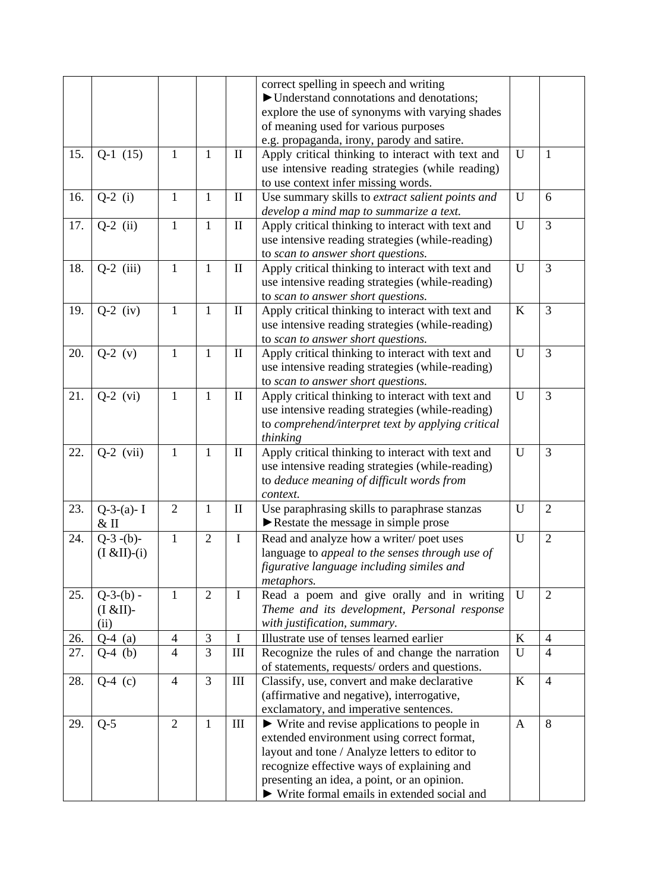|  |  |  |  |  | correct spelling in speech and writing ►Understand connotations and denotations; explore the use of synonyms with varying shades of meaning used for various purposes e.g. propaganda, irony, parody and satire. |  |  |
|---|---|---|---|---|---|---|---|
| 15. | Q-1 (15) | 1 | 1 | II | Apply critical thinking to interact with text and use intensive reading strategies (while reading) to use context infer missing words. | U | 1 |
| 16. | Q-2 (i) | 1 | 1 | II | Use summary skills to *extract salient points and develop a mind map to summarize a text.* | U | 6 |
| 17. | Q-2 (ii) | 1 | 1 | II | Apply critical thinking to interact with text and use intensive reading strategies (while-reading) to *scan to answer short questions.* | U | 3 |
| 18. | Q-2 (iii) | 1 | 1 | II | Apply critical thinking to interact with text and use intensive reading strategies (while-reading) to *scan to answer short questions.* | U | 3 |
| 19. | Q-2 (iv) | 1 | 1 | II | Apply critical thinking to interact with text and use intensive reading strategies (while-reading) to *scan to answer short questions.* | K | 3 |
| 20. | Q-2 (v) | 1 | 1 | II | Apply critical thinking to interact with text and use intensive reading strategies (while-reading) to *scan to answer short questions.* | U | 3 |
| 21. | Q-2 (vi) | 1 | 1 | II | Apply critical thinking to interact with text and use intensive reading strategies (while-reading) to *comprehend/interpret text by applying critical thinking* | U | 3 |
| 22. | Q-2 (vii) | 1 | 1 | II | Apply critical thinking to interact with text and use intensive reading strategies (while-reading) to *deduce meaning of difficult words from context.* | U | 3 |
| 23. | Q-3-(a)- I & II | 2 | 1 | II | Use paraphrasing skills to paraphrase stanzas ►Restate the message in simple prose | U | 2 |
| 24. | Q-3 -(b)- (I &II)-(i) | 1 | 2 | I | Read and analyze how a writer/ poet uses language to *appeal to the senses through use of figurative language including similes and metaphors.* | U | 2 |
| 25. | Q-3-(b) - (I &II)- (ii) | 1 | 2 | I | Read a poem and give orally and in writing *Theme and its development, Personal response with justification, summary.* | U | 2 |
| 26. | Q-4 (a) | 4 | 3 | I | Illustrate use of tenses learned earlier | K | 4 |
| 27. | Q-4 (b) | 4 | 3 | III | Recognize the rules of and change the narration of statements, requests/ orders and questions. | U | 4 |
| 28. | Q-4 (c) | 4 | 3 | III | Classify, use, convert and make declarative (affirmative and negative), interrogative, exclamatory, and imperative sentences. | K | 4 |
| 29. | Q-5 | 2 | 1 | III | ► Write and revise applications to people in extended environment using correct format, layout and tone / Analyze letters to editor to recognize effective ways of explaining and presenting an idea, a point, or an opinion. ► Write formal emails in extended social and | A | 8 |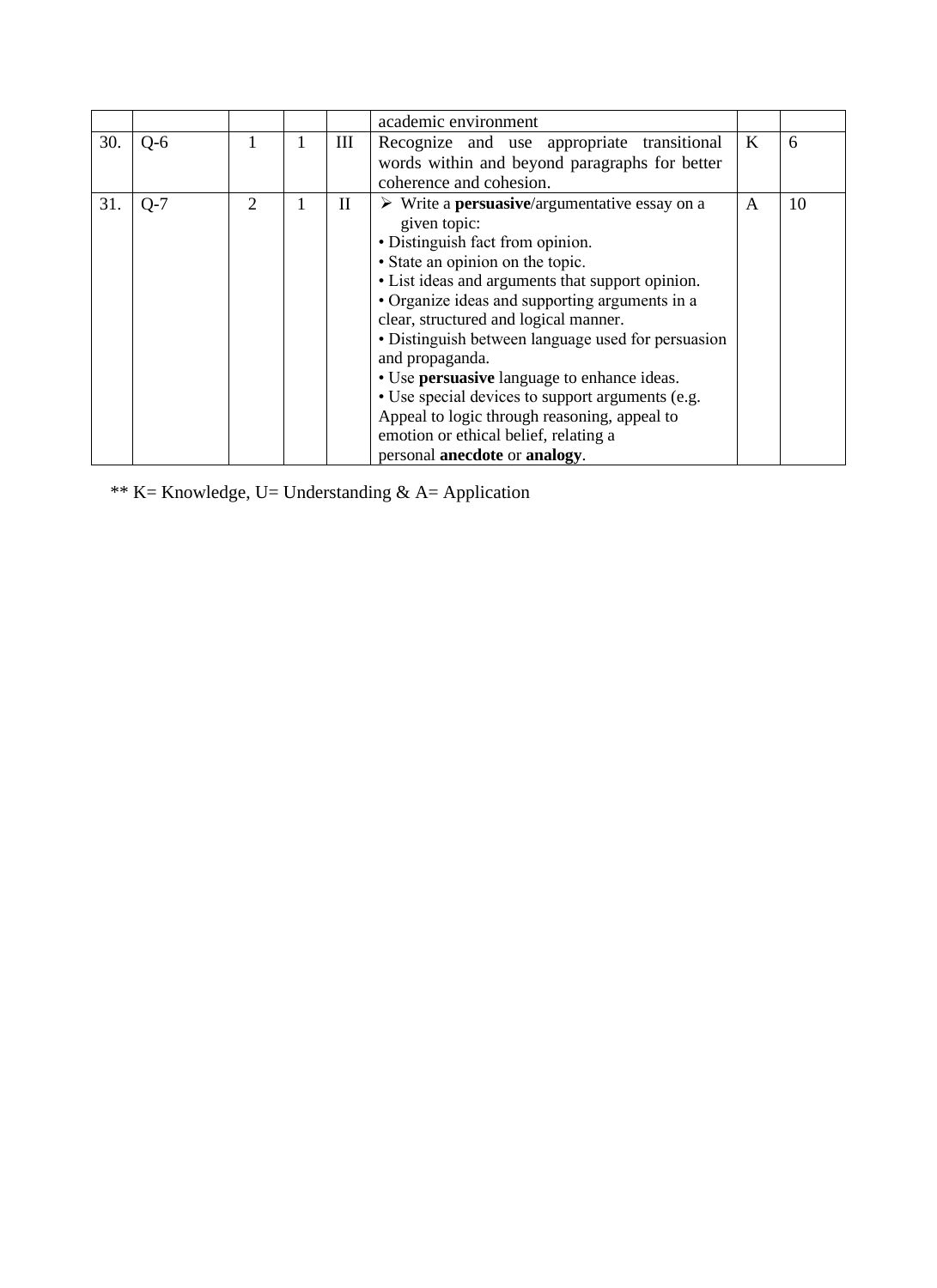| | | | | | | | |
|---|---|---|---|---|---|---|---|
| | | | | | academic environment | | |
| 30. | Q-6 | 1 | 1 | III | Recognize and use appropriate transitional words within and beyond paragraphs for better coherence and cohesion. | K | 6 |
| 31. | Q-7 | 2 | 1 | II | ➢ Write a **persuasive**/argumentative essay on a given topic:<br>• Distinguish fact from opinion.<br>• State an opinion on the topic.<br>• List ideas and arguments that support opinion.<br>• Organize ideas and supporting arguments in a clear, structured and logical manner.<br>• Distinguish between language used for persuasion and propaganda.<br>• Use **persuasive** language to enhance ideas.<br>• Use special devices to support arguments (e.g. Appeal to logic through reasoning, appeal to emotion or ethical belief, relating a personal **anecdote** or **analogy**. | A | 10 |

** K= Knowledge, U= Understanding & A= Application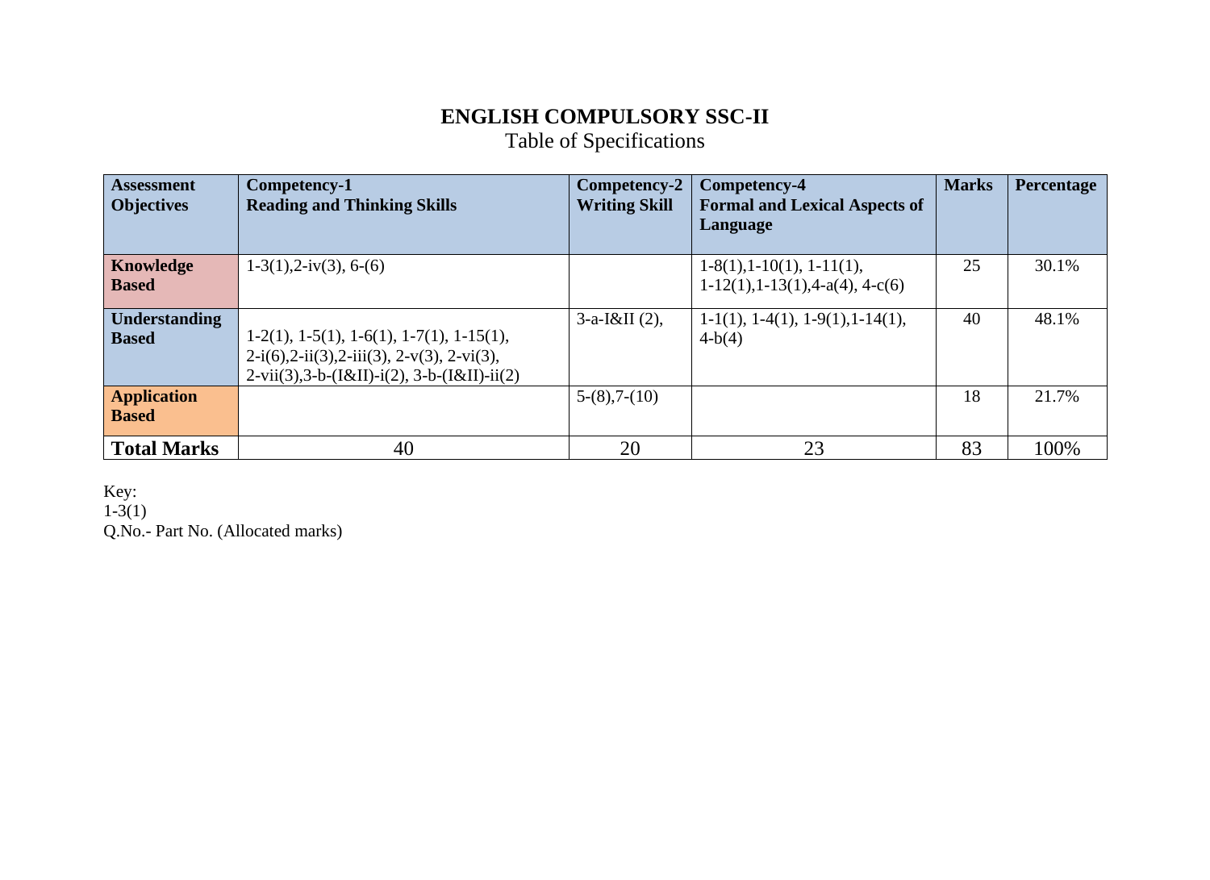# ENGLISH COMPULSORY SSC-II

Table of Specifications

| **Assessment Objectives** | **Competency-1** **Reading and Thinking Skills** | **Competency-2** **Writing Skill** | **Competency-4** **Formal and Lexical Aspects of Language** | **Marks** | **Percentage** |
|---|---|---|---|---|---|
| **Knowledge Based** | 1-3(1),2-iv(3), 6-(6) | | 1-8(1),1-10(1), 1-11(1), 1-12(1),1-13(1),4-a(4), 4-c(6) | 25 | 30.1% |
| **Understanding Based** | 1-2(1), 1-5(1), 1-6(1), 1-7(1), 1-15(1), 2-i(6),2-ii(3),2-iii(3), 2-v(3), 2-vi(3), 2-vii(3),3-b-(I&II)-i(2), 3-b-(I&II)-ii(2) | 3-a-I&II (2), | 1-1(1), 1-4(1), 1-9(1),1-14(1), 4-b(4) | 40 | 48.1% |
| **Application Based** | | 5-(8),7-(10) | | 18 | 21.7% |
| **Total Marks** | 40 | 20 | 23 | 83 | 100% |

Key:
1-3(1)
Q.No.- Part No. (Allocated marks)